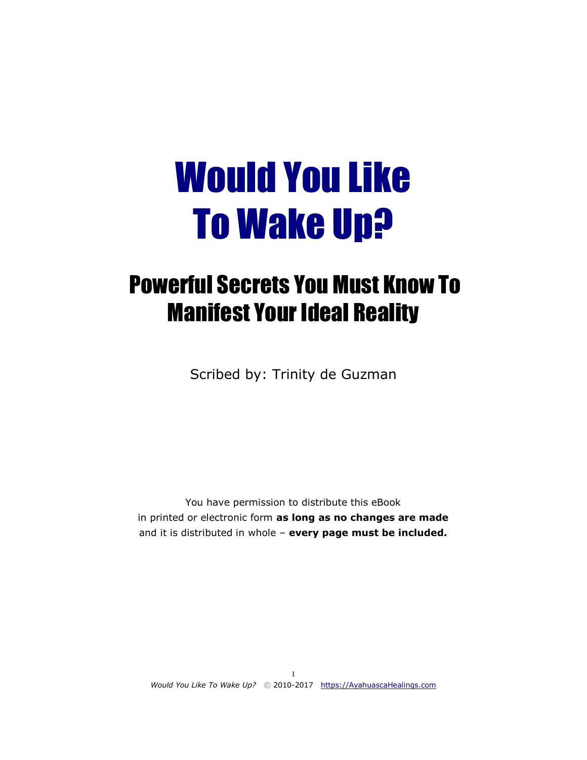# Would You Like To Wake Up?

## Powerful Secrets You Must Know To Manifest Your Ideal Reality

Scribed by: Trinity de Guzman

You have permission to distribute this eBook in printed or electronic form **as long as no changes are made** and it is distributed in whole – **every page must be included.**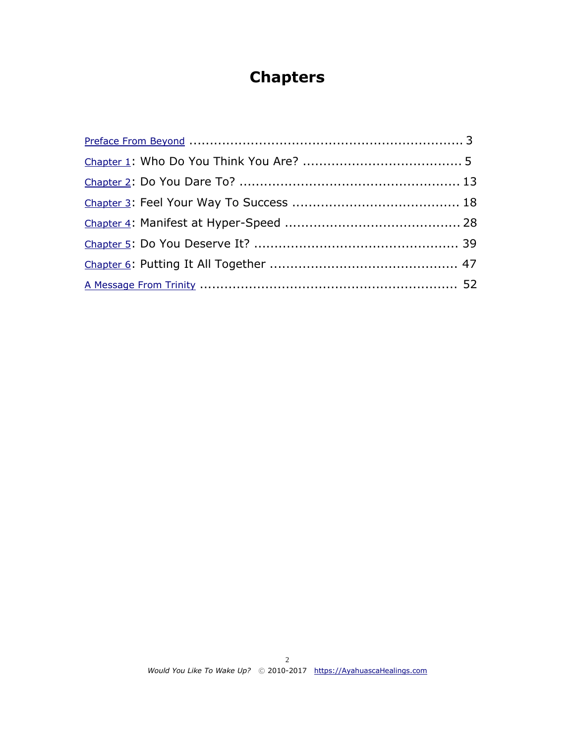# Chapters

Preface From Beyond ................................................................ 3

Chapter 1: Who Do You Think You Are? ...................................... 5

Chapter 2: Do You Dare To? ..................................................... 13

Chapter 3: Feel Your Way To Success ........................................ 18

Chapter 4: Manifest at Hyper-Speed .......................................... 28

Chapter 5: Do You Deserve It? ................................................. 39

Chapter 6: Putting It All Together ............................................. 47

A Message From Trinity ............................................................. 52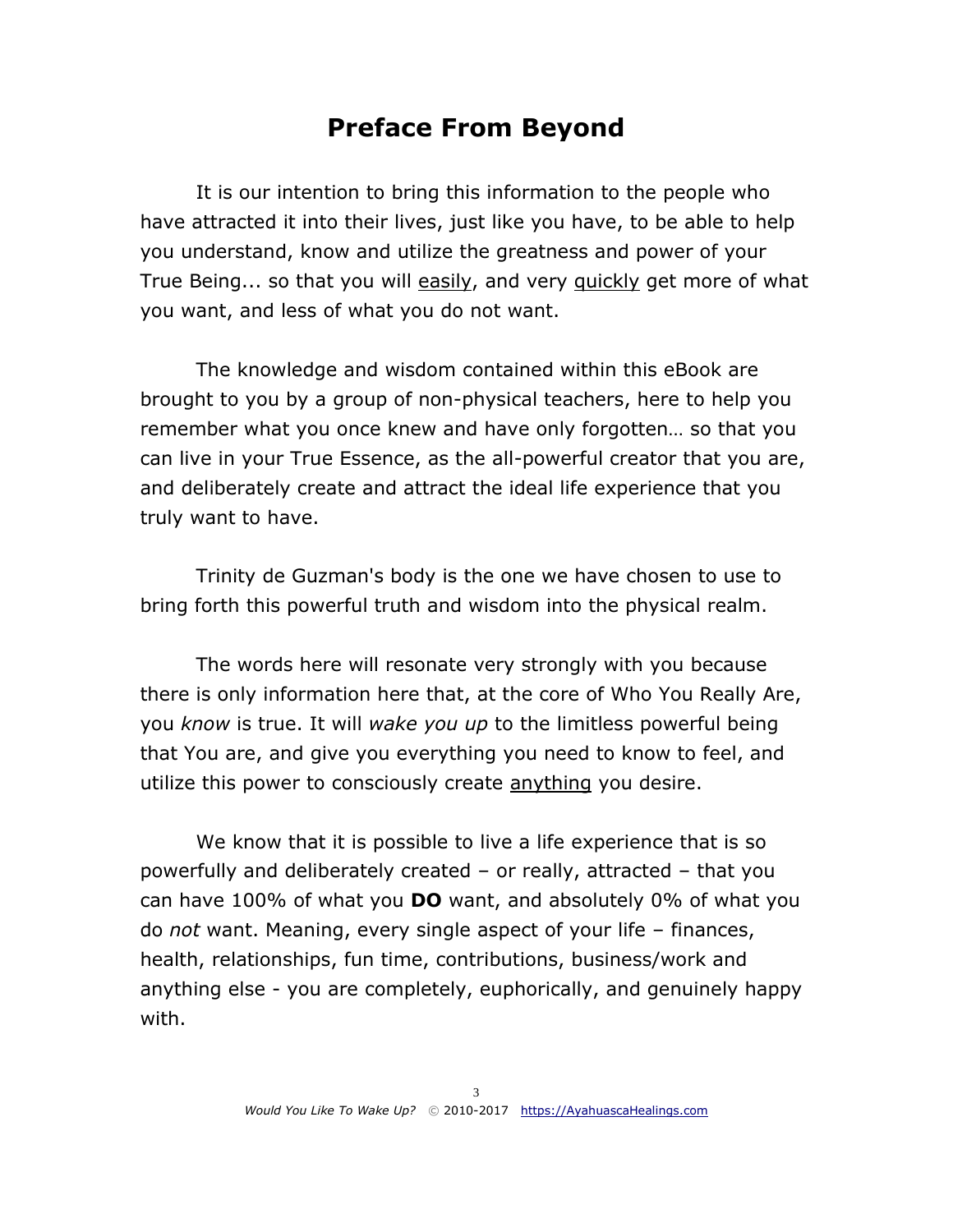# Preface From Beyond

It is our intention to bring this information to the people who have attracted it into their lives, just like you have, to be able to help you understand, know and utilize the greatness and power of your True Being... so that you will easily, and very quickly get more of what you want, and less of what you do not want.

The knowledge and wisdom contained within this eBook are brought to you by a group of non-physical teachers, here to help you remember what you once knew and have only forgotten… so that you can live in your True Essence, as the all-powerful creator that you are, and deliberately create and attract the ideal life experience that you truly want to have.

Trinity de Guzman's body is the one we have chosen to use to bring forth this powerful truth and wisdom into the physical realm.

The words here will resonate very strongly with you because there is only information here that, at the core of Who You Really Are, you *know* is true. It will *wake you up* to the limitless powerful being that You are, and give you everything you need to know to feel, and utilize this power to consciously create anything you desire.

We know that it is possible to live a life experience that is so powerfully and deliberately created – or really, attracted – that you can have 100% of what you **DO** want, and absolutely 0% of what you do *not* want. Meaning, every single aspect of your life – finances, health, relationships, fun time, contributions, business/work and anything else - you are completely, euphorically, and genuinely happy with.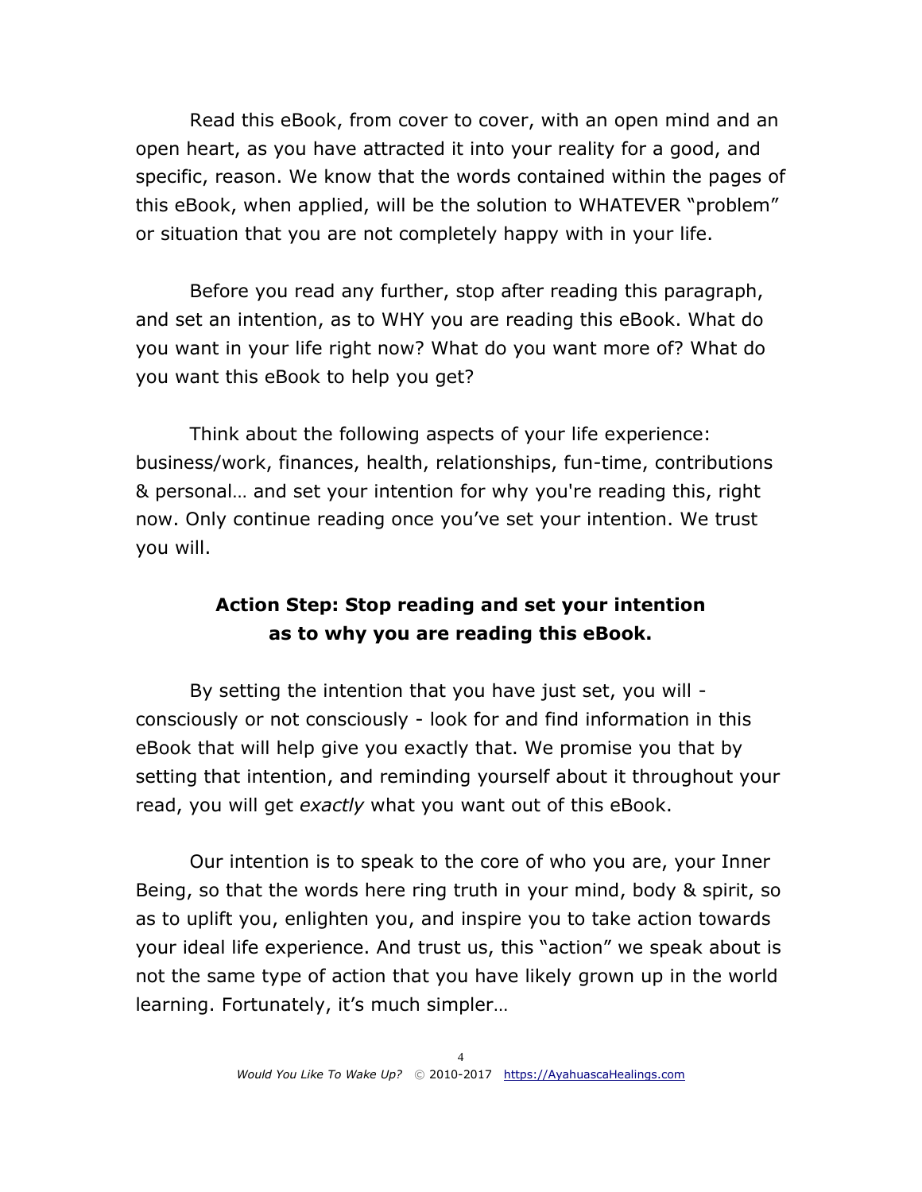Read this eBook, from cover to cover, with an open mind and an open heart, as you have attracted it into your reality for a good, and specific, reason. We know that the words contained within the pages of this eBook, when applied, will be the solution to WHATEVER "problem" or situation that you are not completely happy with in your life.

Before you read any further, stop after reading this paragraph, and set an intention, as to WHY you are reading this eBook. What do you want in your life right now? What do you want more of? What do you want this eBook to help you get?

Think about the following aspects of your life experience: business/work, finances, health, relationships, fun-time, contributions & personal… and set your intention for why you're reading this, right now. Only continue reading once you've set your intention. We trust you will.

**Action Step: Stop reading and set your intention as to why you are reading this eBook.**

By setting the intention that you have just set, you will - consciously or not consciously - look for and find information in this eBook that will help give you exactly that. We promise you that by setting that intention, and reminding yourself about it throughout your read, you will get *exactly* what you want out of this eBook.

Our intention is to speak to the core of who you are, your Inner Being, so that the words here ring truth in your mind, body & spirit, so as to uplift you, enlighten you, and inspire you to take action towards your ideal life experience. And trust us, this "action" we speak about is not the same type of action that you have likely grown up in the world learning. Fortunately, it's much simpler…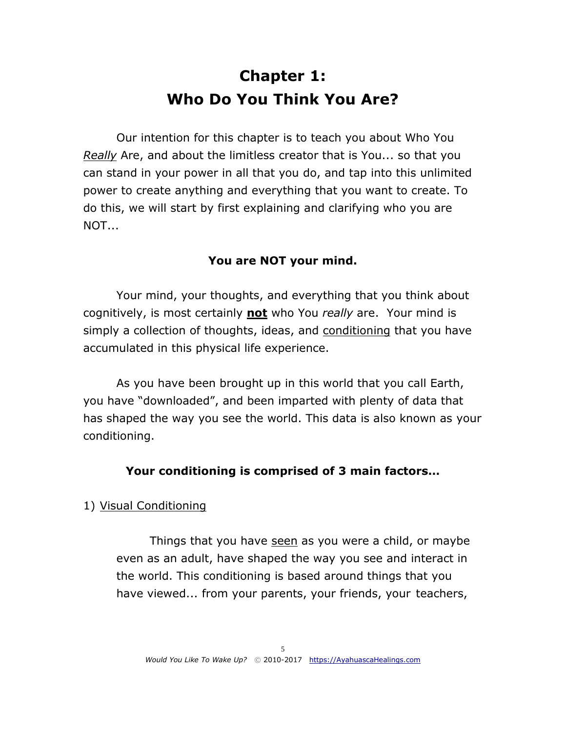# Chapter 1: Who Do You Think You Are?

Our intention for this chapter is to teach you about Who You *Really* Are, and about the limitless creator that is You... so that you can stand in your power in all that you do, and tap into this unlimited power to create anything and everything that you want to create. To do this, we will start by first explaining and clarifying who you are NOT...

**You are NOT your mind.**

Your mind, your thoughts, and everything that you think about cognitively, is most certainly **not** who You *really* are. Your mind is simply a collection of thoughts, ideas, and conditioning that you have accumulated in this physical life experience.

As you have been brought up in this world that you call Earth, you have "downloaded", and been imparted with plenty of data that has shaped the way you see the world. This data is also known as your conditioning.

**Your conditioning is comprised of 3 main factors…**

1) Visual Conditioning

Things that you have seen as you were a child, or maybe even as an adult, have shaped the way you see and interact in the world. This conditioning is based around things that you have viewed... from your parents, your friends, your teachers,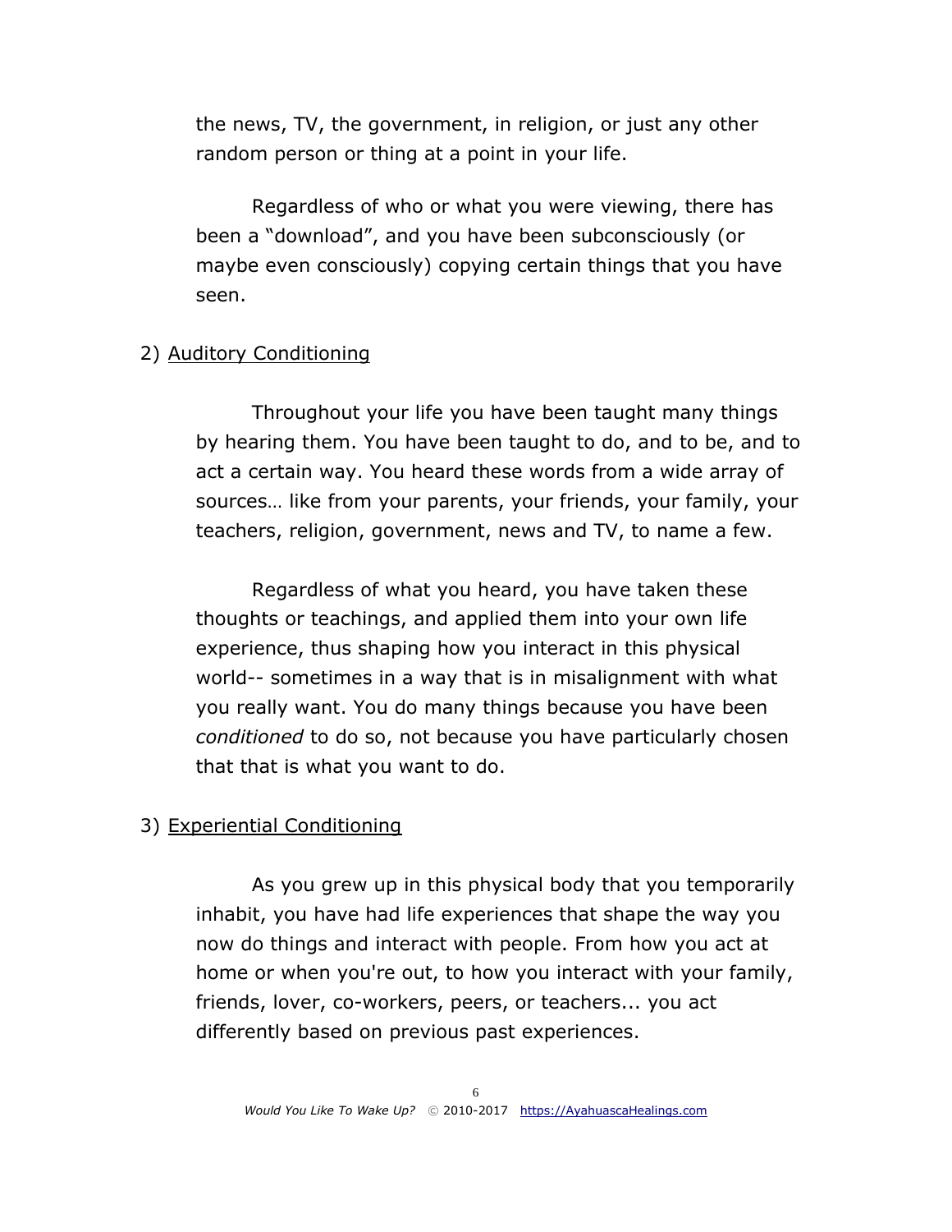the news, TV, the government, in religion, or just any other random person or thing at a point in your life.

Regardless of who or what you were viewing, there has been a "download", and you have been subconsciously (or maybe even consciously) copying certain things that you have seen.

2) <u>Auditory Conditioning</u>

Throughout your life you have been taught many things by hearing them. You have been taught to do, and to be, and to act a certain way. You heard these words from a wide array of sources… like from your parents, your friends, your family, your teachers, religion, government, news and TV, to name a few.

Regardless of what you heard, you have taken these thoughts or teachings, and applied them into your own life experience, thus shaping how you interact in this physical world-- sometimes in a way that is in misalignment with what you really want. You do many things because you have been *conditioned* to do so, not because you have particularly chosen that that is what you want to do.

3) <u>Experiential Conditioning</u>

As you grew up in this physical body that you temporarily inhabit, you have had life experiences that shape the way you now do things and interact with people. From how you act at home or when you're out, to how you interact with your family, friends, lover, co-workers, peers, or teachers... you act differently based on previous past experiences.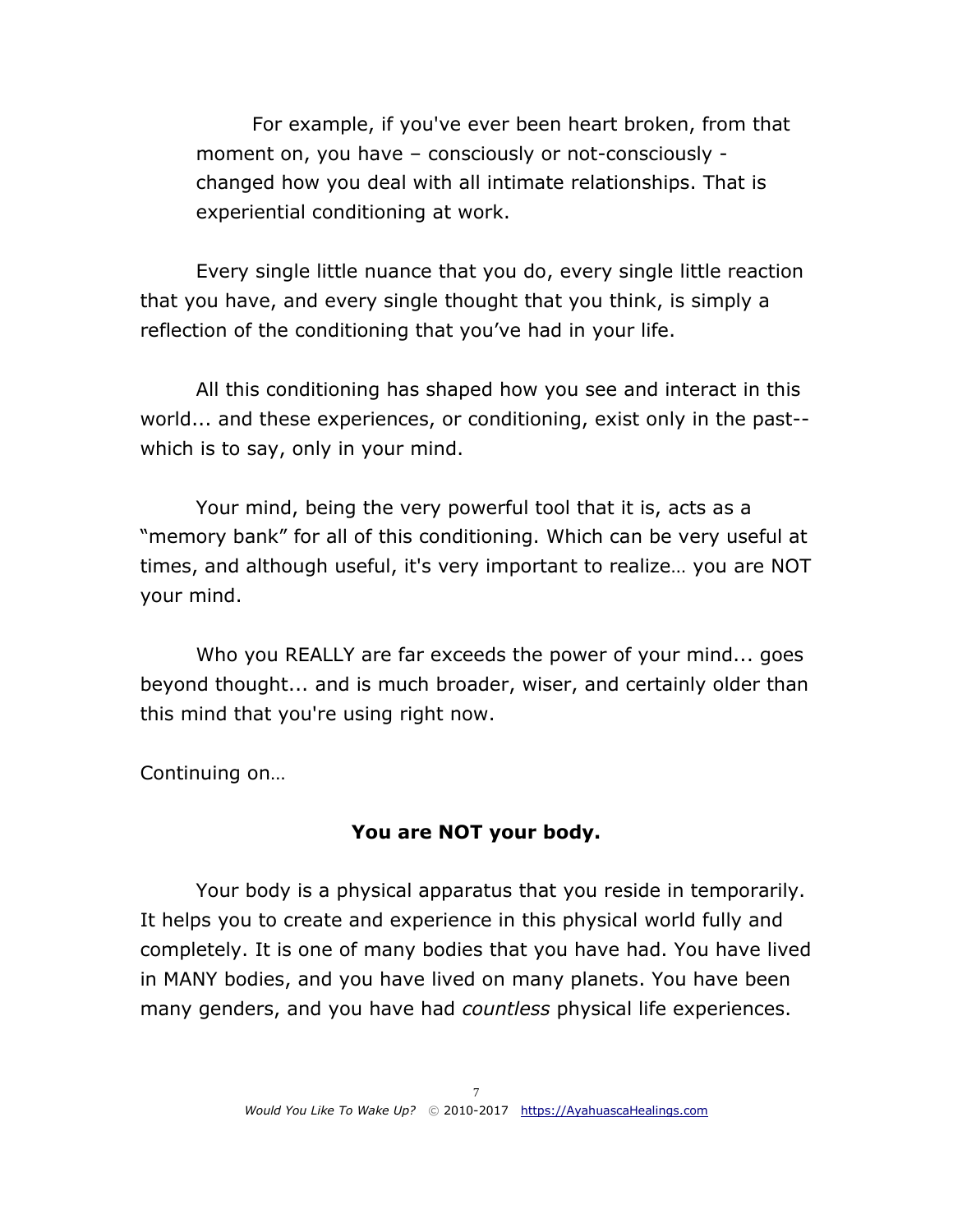For example, if you've ever been heart broken, from that moment on, you have – consciously or not-consciously - changed how you deal with all intimate relationships. That is experiential conditioning at work.

Every single little nuance that you do, every single little reaction that you have, and every single thought that you think, is simply a reflection of the conditioning that you've had in your life.

All this conditioning has shaped how you see and interact in this world... and these experiences, or conditioning, exist only in the past--which is to say, only in your mind.

Your mind, being the very powerful tool that it is, acts as a "memory bank" for all of this conditioning. Which can be very useful at times, and although useful, it's very important to realize… you are NOT your mind.

Who you REALLY are far exceeds the power of your mind... goes beyond thought... and is much broader, wiser, and certainly older than this mind that you're using right now.

Continuing on…

**You are NOT your body.**

Your body is a physical apparatus that you reside in temporarily. It helps you to create and experience in this physical world fully and completely. It is one of many bodies that you have had. You have lived in MANY bodies, and you have lived on many planets. You have been many genders, and you have had *countless* physical life experiences.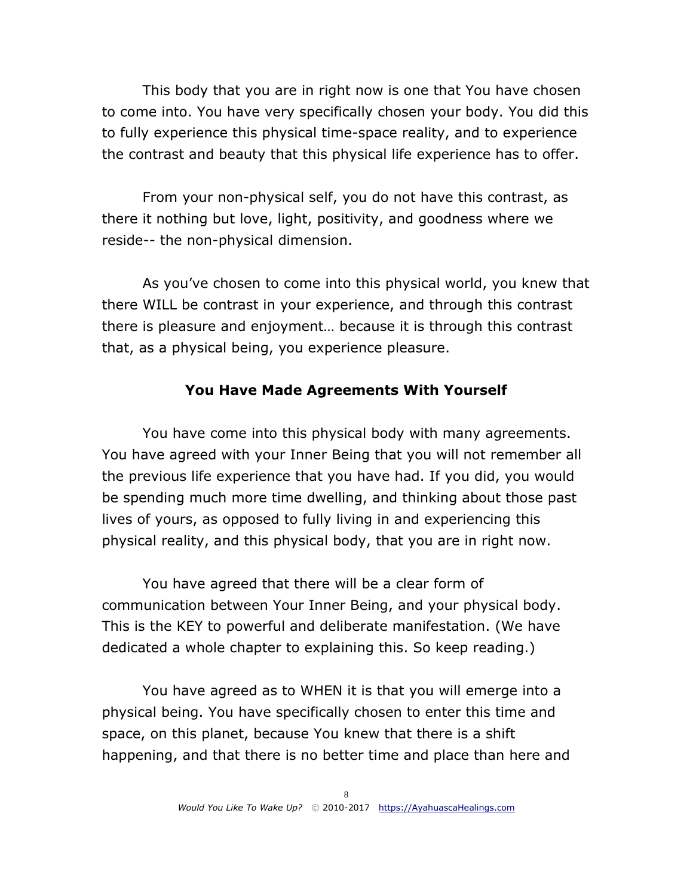This body that you are in right now is one that You have chosen to come into. You have very specifically chosen your body. You did this to fully experience this physical time-space reality, and to experience the contrast and beauty that this physical life experience has to offer.

From your non-physical self, you do not have this contrast, as there it nothing but love, light, positivity, and goodness where we reside-- the non-physical dimension.

As you've chosen to come into this physical world, you knew that there WILL be contrast in your experience, and through this contrast there is pleasure and enjoyment… because it is through this contrast that, as a physical being, you experience pleasure.

### You Have Made Agreements With Yourself

You have come into this physical body with many agreements. You have agreed with your Inner Being that you will not remember all the previous life experience that you have had. If you did, you would be spending much more time dwelling, and thinking about those past lives of yours, as opposed to fully living in and experiencing this physical reality, and this physical body, that you are in right now.

You have agreed that there will be a clear form of communication between Your Inner Being, and your physical body. This is the KEY to powerful and deliberate manifestation. (We have dedicated a whole chapter to explaining this. So keep reading.)

You have agreed as to WHEN it is that you will emerge into a physical being. You have specifically chosen to enter this time and space, on this planet, because You knew that there is a shift happening, and that there is no better time and place than here and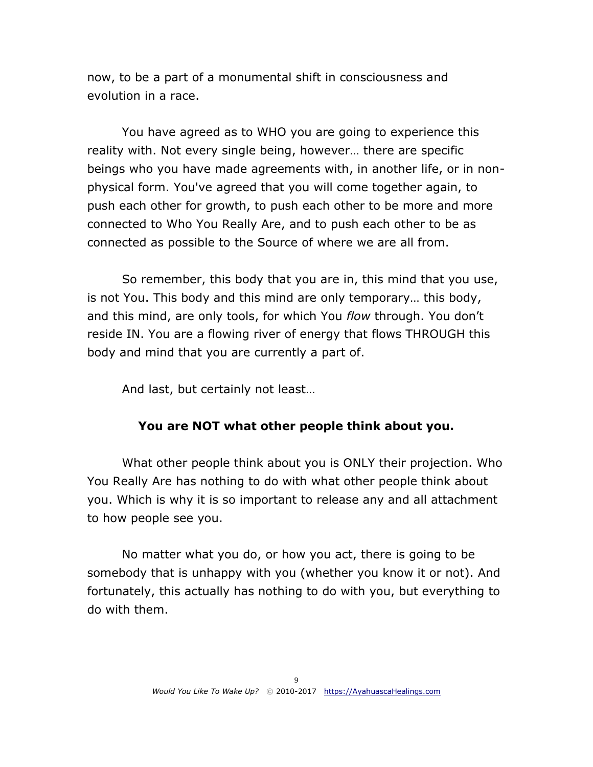now, to be a part of a monumental shift in consciousness and evolution in a race.

You have agreed as to WHO you are going to experience this reality with. Not every single being, however… there are specific beings who you have made agreements with, in another life, or in non-physical form. You've agreed that you will come together again, to push each other for growth, to push each other to be more and more connected to Who You Really Are, and to push each other to be as connected as possible to the Source of where we are all from.

So remember, this body that you are in, this mind that you use, is not You. This body and this mind are only temporary… this body, and this mind, are only tools, for which You *flow* through. You don't reside IN. You are a flowing river of energy that flows THROUGH this body and mind that you are currently a part of.

And last, but certainly not least…

**You are NOT what other people think about you.**

What other people think about you is ONLY their projection. Who You Really Are has nothing to do with what other people think about you. Which is why it is so important to release any and all attachment to how people see you.

No matter what you do, or how you act, there is going to be somebody that is unhappy with you (whether you know it or not). And fortunately, this actually has nothing to do with you, but everything to do with them.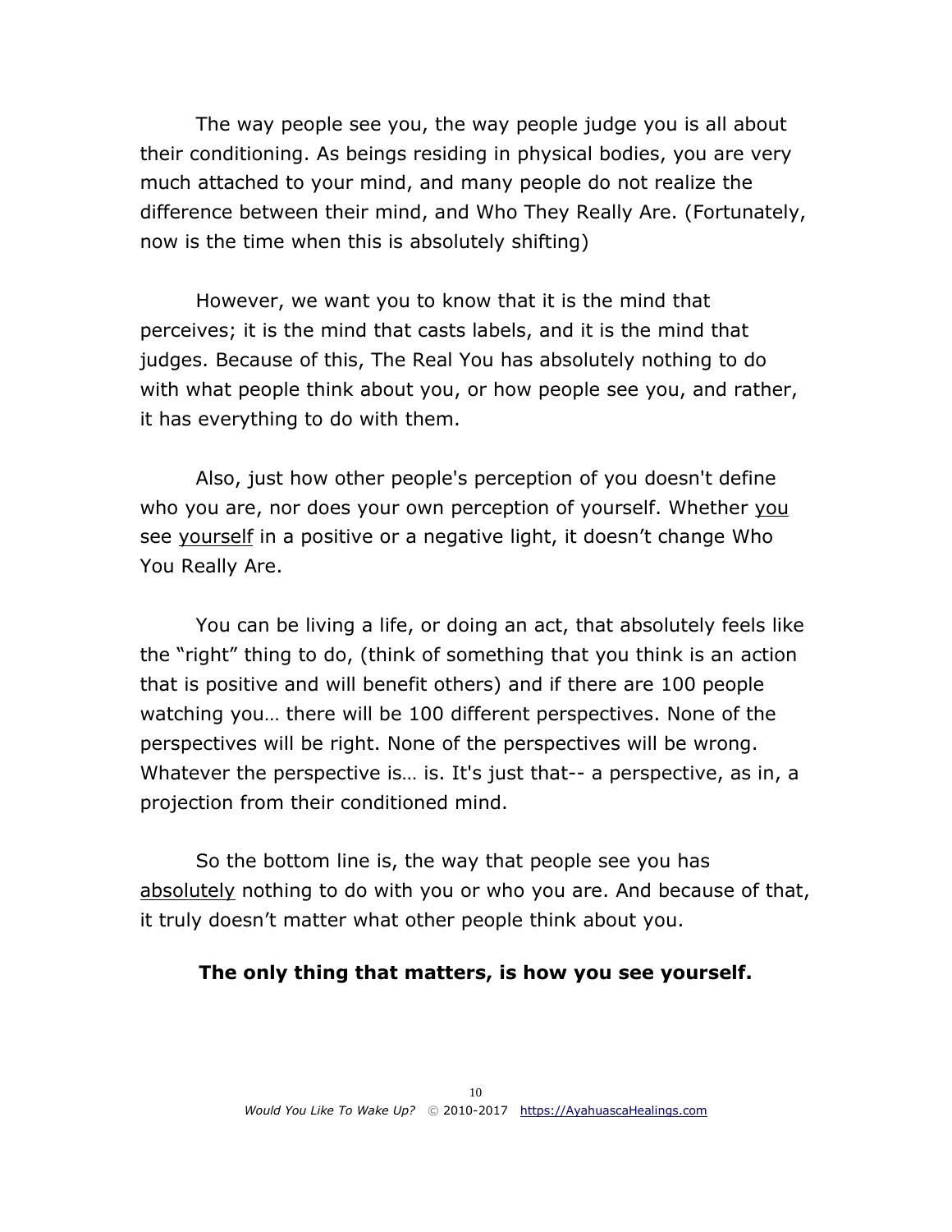The way people see you, the way people judge you is all about their conditioning. As beings residing in physical bodies, you are very much attached to your mind, and many people do not realize the difference between their mind, and Who They Really Are. (Fortunately, now is the time when this is absolutely shifting)

However, we want you to know that it is the mind that perceives; it is the mind that casts labels, and it is the mind that judges. Because of this, The Real You has absolutely nothing to do with what people think about you, or how people see you, and rather, it has everything to do with them.

Also, just how other people's perception of you doesn't define who you are, nor does your own perception of yourself. Whether <u>you</u> see <u>yourself</u> in a positive or a negative light, it doesn't change Who You Really Are.

You can be living a life, or doing an act, that absolutely feels like the "right" thing to do, (think of something that you think is an action that is positive and will benefit others) and if there are 100 people watching you… there will be 100 different perspectives. None of the perspectives will be right. None of the perspectives will be wrong. Whatever the perspective is… is. It's just that-- a perspective, as in, a projection from their conditioned mind.

So the bottom line is, the way that people see you has <u>absolutely</u> nothing to do with you or who you are. And because of that, it truly doesn't matter what other people think about you.

**The only thing that matters, is how you see yourself.**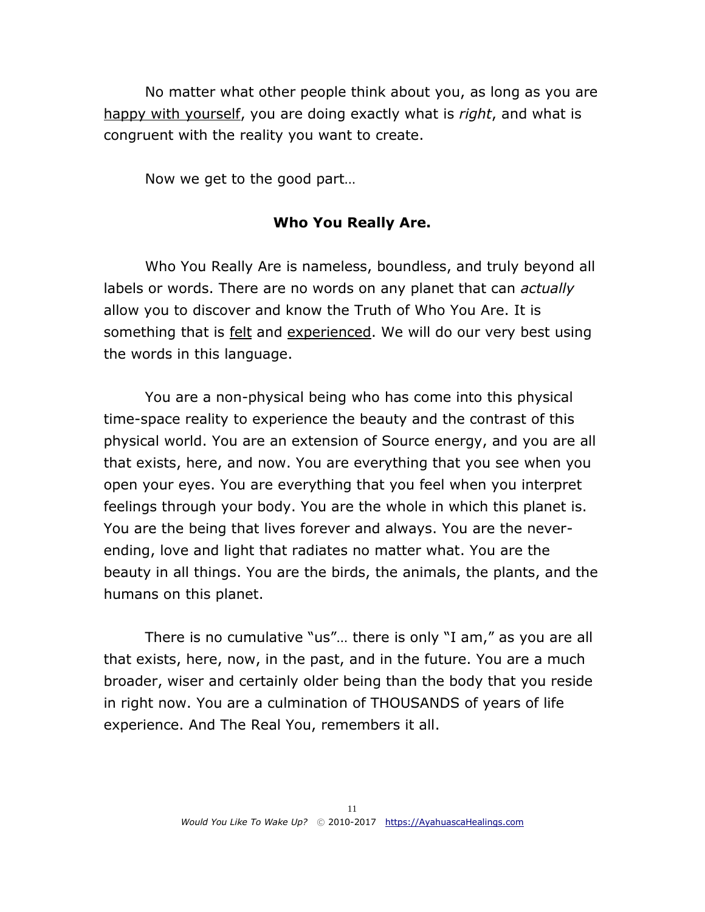No matter what other people think about you, as long as you are <u>happy with yourself</u>, you are doing exactly what is *right*, and what is congruent with the reality you want to create.

Now we get to the good part…

### Who You Really Are.

Who You Really Are is nameless, boundless, and truly beyond all labels or words. There are no words on any planet that can *actually* allow you to discover and know the Truth of Who You Are. It is something that is <u>felt</u> and <u>experienced</u>. We will do our very best using the words in this language.

You are a non-physical being who has come into this physical time-space reality to experience the beauty and the contrast of this physical world. You are an extension of Source energy, and you are all that exists, here, and now. You are everything that you see when you open your eyes. You are everything that you feel when you interpret feelings through your body. You are the whole in which this planet is. You are the being that lives forever and always. You are the never-ending, love and light that radiates no matter what. You are the beauty in all things. You are the birds, the animals, the plants, and the humans on this planet.

There is no cumulative "us"… there is only "I am," as you are all that exists, here, now, in the past, and in the future. You are a much broader, wiser and certainly older being than the body that you reside in right now. You are a culmination of THOUSANDS of years of life experience. And The Real You, remembers it all.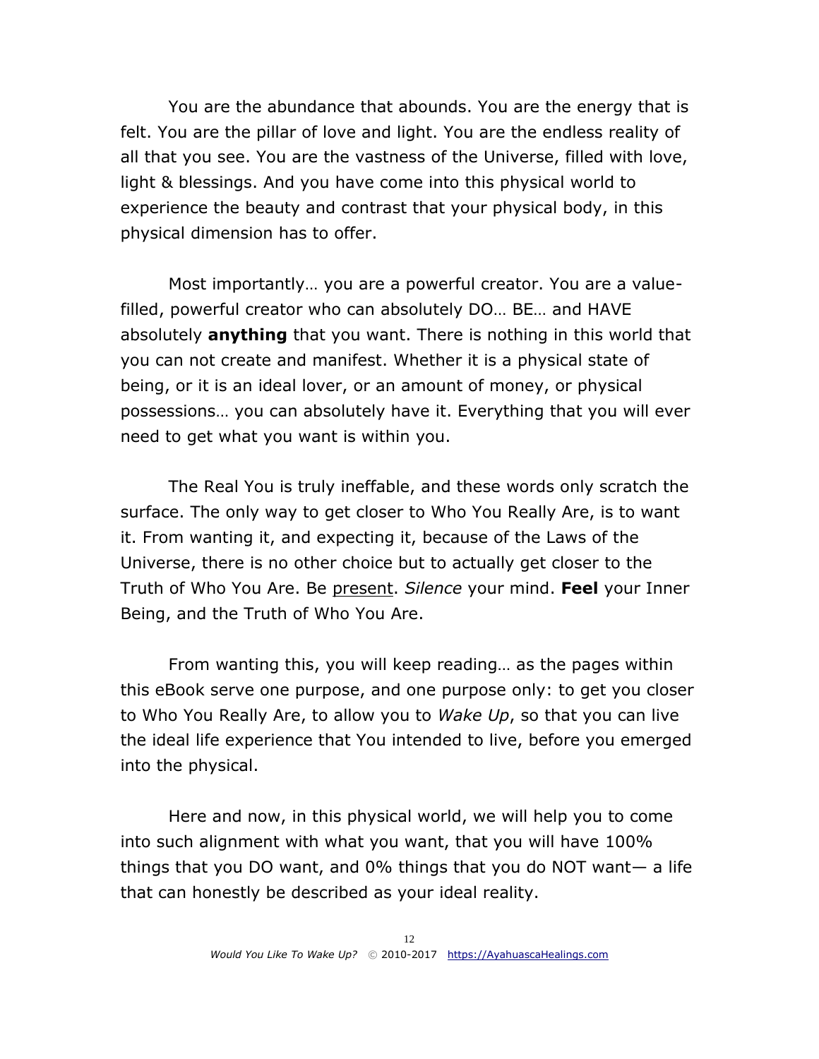You are the abundance that abounds. You are the energy that is felt. You are the pillar of love and light. You are the endless reality of all that you see. You are the vastness of the Universe, filled with love, light & blessings. And you have come into this physical world to experience the beauty and contrast that your physical body, in this physical dimension has to offer.

Most importantly… you are a powerful creator. You are a value-filled, powerful creator who can absolutely DO… BE… and HAVE absolutely **anything** that you want. There is nothing in this world that you can not create and manifest. Whether it is a physical state of being, or it is an ideal lover, or an amount of money, or physical possessions… you can absolutely have it. Everything that you will ever need to get what you want is within you.

The Real You is truly ineffable, and these words only scratch the surface. The only way to get closer to Who You Really Are, is to want it. From wanting it, and expecting it, because of the Laws of the Universe, there is no other choice but to actually get closer to the Truth of Who You Are. Be <u>present</u>. *Silence* your mind. **Feel** your Inner Being, and the Truth of Who You Are.

From wanting this, you will keep reading… as the pages within this eBook serve one purpose, and one purpose only: to get you closer to Who You Really Are, to allow you to *Wake Up*, so that you can live the ideal life experience that You intended to live, before you emerged into the physical.

Here and now, in this physical world, we will help you to come into such alignment with what you want, that you will have 100% things that you DO want, and 0% things that you do NOT want— a life that can honestly be described as your ideal reality.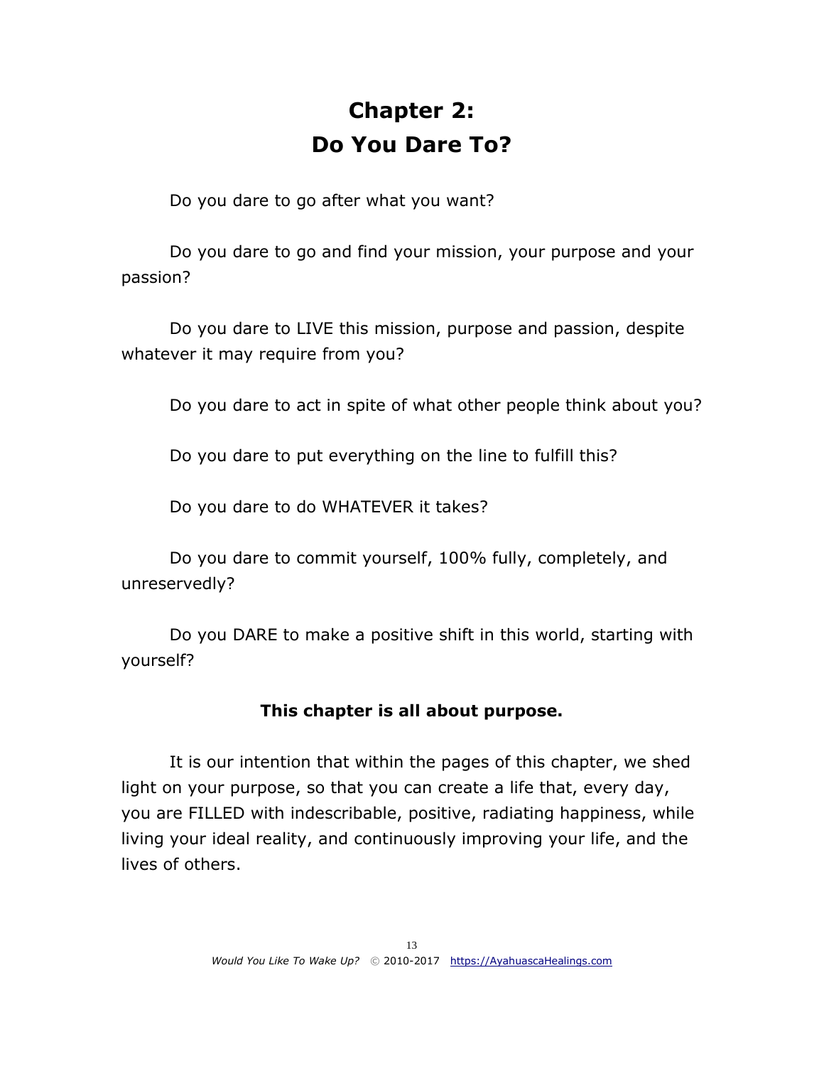# Chapter 2: Do You Dare To?

Do you dare to go after what you want?

Do you dare to go and find your mission, your purpose and your passion?

Do you dare to LIVE this mission, purpose and passion, despite whatever it may require from you?

Do you dare to act in spite of what other people think about you?

Do you dare to put everything on the line to fulfill this?

Do you dare to do WHATEVER it takes?

Do you dare to commit yourself, 100% fully, completely, and unreservedly?

Do you DARE to make a positive shift in this world, starting with yourself?

**This chapter is all about purpose.**

It is our intention that within the pages of this chapter, we shed light on your purpose, so that you can create a life that, every day, you are FILLED with indescribable, positive, radiating happiness, while living your ideal reality, and continuously improving your life, and the lives of others.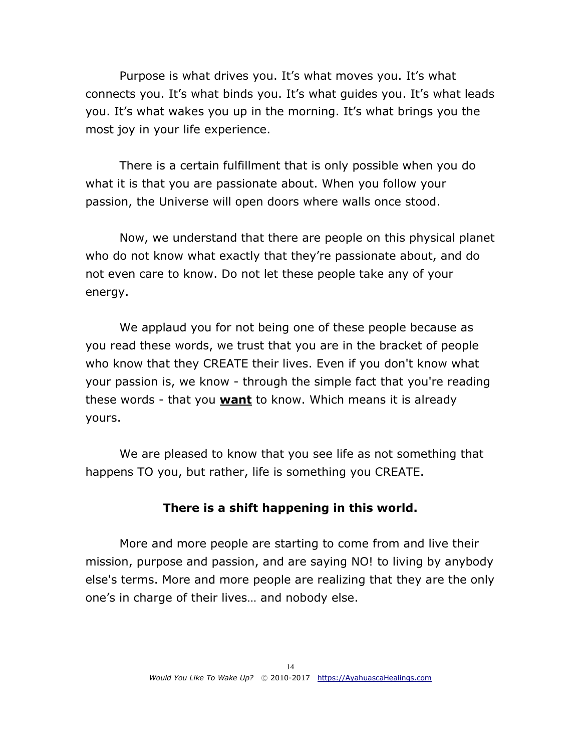Purpose is what drives you. It’s what moves you. It’s what connects you. It’s what binds you. It’s what guides you. It’s what leads you. It’s what wakes you up in the morning. It’s what brings you the most joy in your life experience.

There is a certain fulfillment that is only possible when you do what it is that you are passionate about. When you follow your passion, the Universe will open doors where walls once stood.

Now, we understand that there are people on this physical planet who do not know what exactly that they’re passionate about, and do not even care to know. Do not let these people take any of your energy.

We applaud you for not being one of these people because as you read these words, we trust that you are in the bracket of people who know that they CREATE their lives. Even if you don't know what your passion is, we know - through the simple fact that you're reading these words - that you <u>**want**</u> to know. Which means it is already yours.

We are pleased to know that you see life as not something that happens TO you, but rather, life is something you CREATE.

**There is a shift happening in this world.**

More and more people are starting to come from and live their mission, purpose and passion, and are saying NO! to living by anybody else's terms. More and more people are realizing that they are the only one’s in charge of their lives… and nobody else.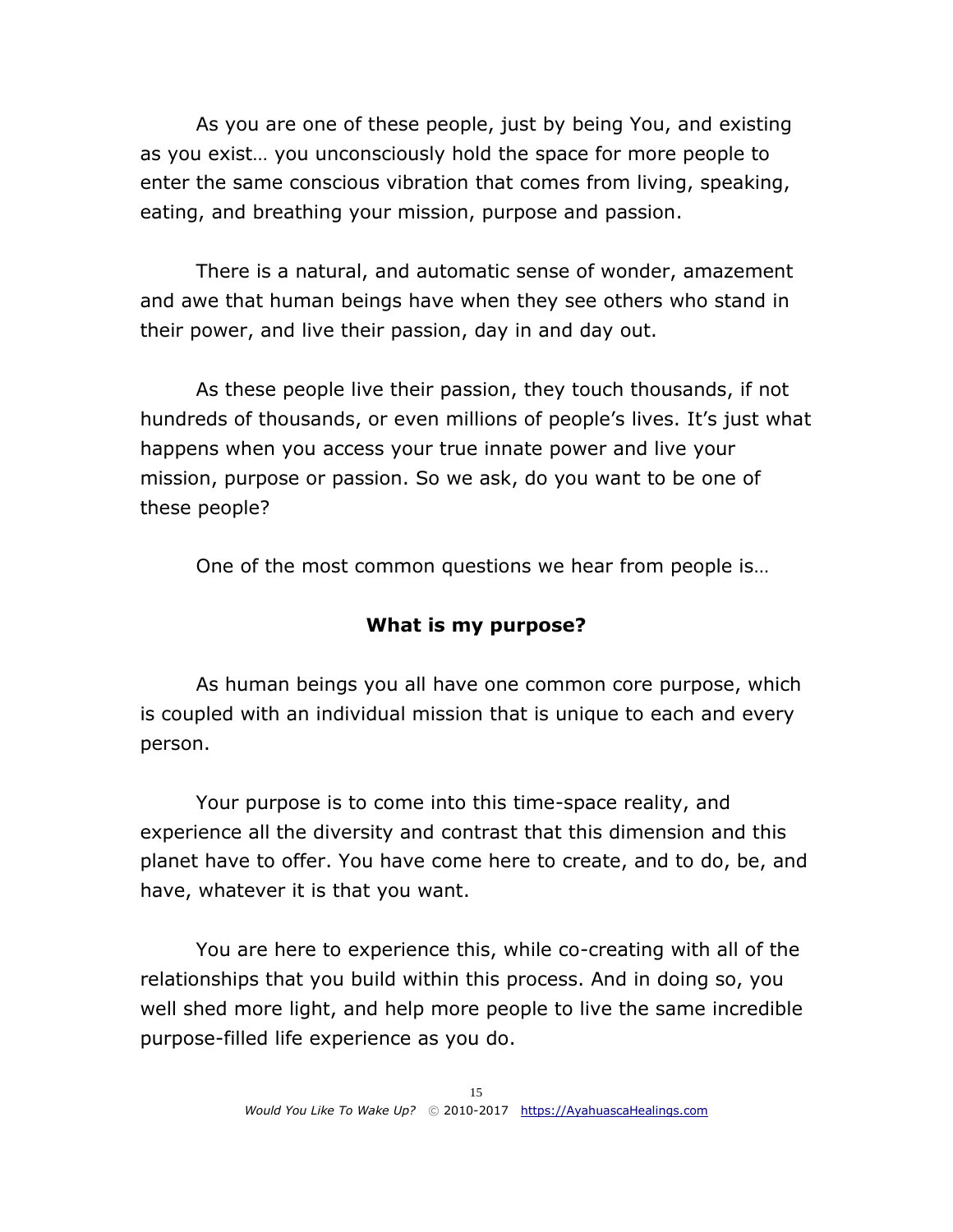As you are one of these people, just by being You, and existing as you exist… you unconsciously hold the space for more people to enter the same conscious vibration that comes from living, speaking, eating, and breathing your mission, purpose and passion.

There is a natural, and automatic sense of wonder, amazement and awe that human beings have when they see others who stand in their power, and live their passion, day in and day out.

As these people live their passion, they touch thousands, if not hundreds of thousands, or even millions of people's lives. It's just what happens when you access your true innate power and live your mission, purpose or passion. So we ask, do you want to be one of these people?

One of the most common questions we hear from people is…

**What is my purpose?**

As human beings you all have one common core purpose, which is coupled with an individual mission that is unique to each and every person.

Your purpose is to come into this time-space reality, and experience all the diversity and contrast that this dimension and this planet have to offer. You have come here to create, and to do, be, and have, whatever it is that you want.

You are here to experience this, while co-creating with all of the relationships that you build within this process. And in doing so, you well shed more light, and help more people to live the same incredible purpose-filled life experience as you do.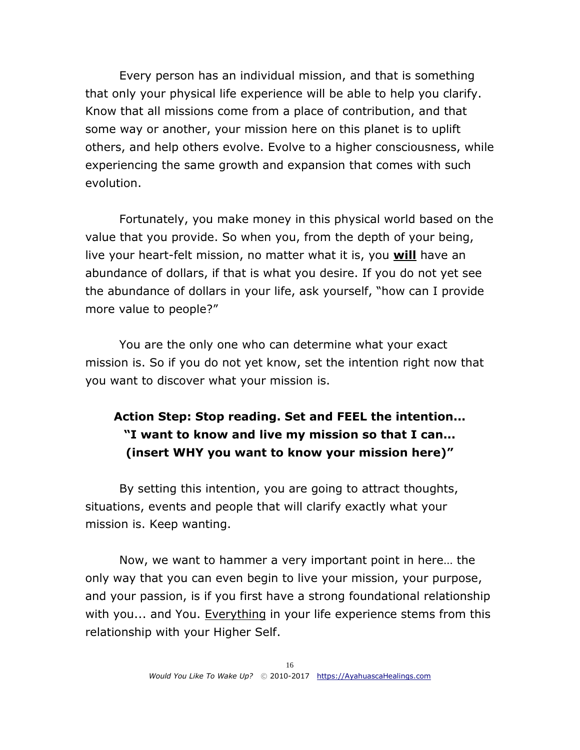Every person has an individual mission, and that is something that only your physical life experience will be able to help you clarify. Know that all missions come from a place of contribution, and that some way or another, your mission here on this planet is to uplift others, and help others evolve. Evolve to a higher consciousness, while experiencing the same growth and expansion that comes with such evolution.

Fortunately, you make money in this physical world based on the value that you provide. So when you, from the depth of your being, live your heart-felt mission, no matter what it is, you <u>**will**</u> have an abundance of dollars, if that is what you desire. If you do not yet see the abundance of dollars in your life, ask yourself, "how can I provide more value to people?"

You are the only one who can determine what your exact mission is. So if you do not yet know, set the intention right now that you want to discover what your mission is.

**Action Step: Stop reading. Set and FEEL the intention... "I want to know and live my mission so that I can... (insert WHY you want to know your mission here)"**

By setting this intention, you are going to attract thoughts, situations, events and people that will clarify exactly what your mission is. Keep wanting.

Now, we want to hammer a very important point in here… the only way that you can even begin to live your mission, your purpose, and your passion, is if you first have a strong foundational relationship with you... and You. <u>Everything</u> in your life experience stems from this relationship with your Higher Self.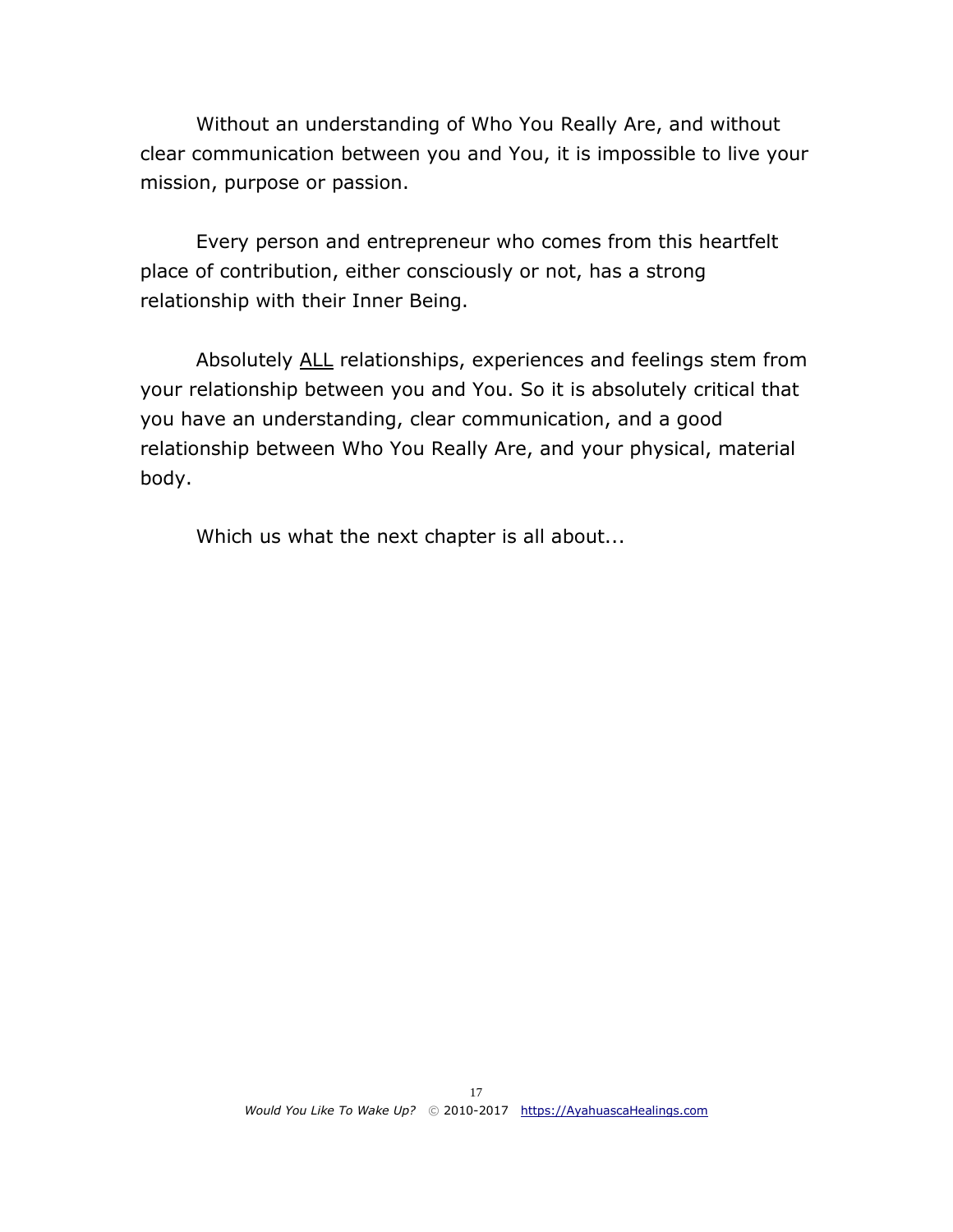Without an understanding of Who You Really Are, and without clear communication between you and You, it is impossible to live your mission, purpose or passion.

Every person and entrepreneur who comes from this heartfelt place of contribution, either consciously or not, has a strong relationship with their Inner Being.

Absolutely <u>ALL</u> relationships, experiences and feelings stem from your relationship between you and You. So it is absolutely critical that you have an understanding, clear communication, and a good relationship between Who You Really Are, and your physical, material body.

Which us what the next chapter is all about...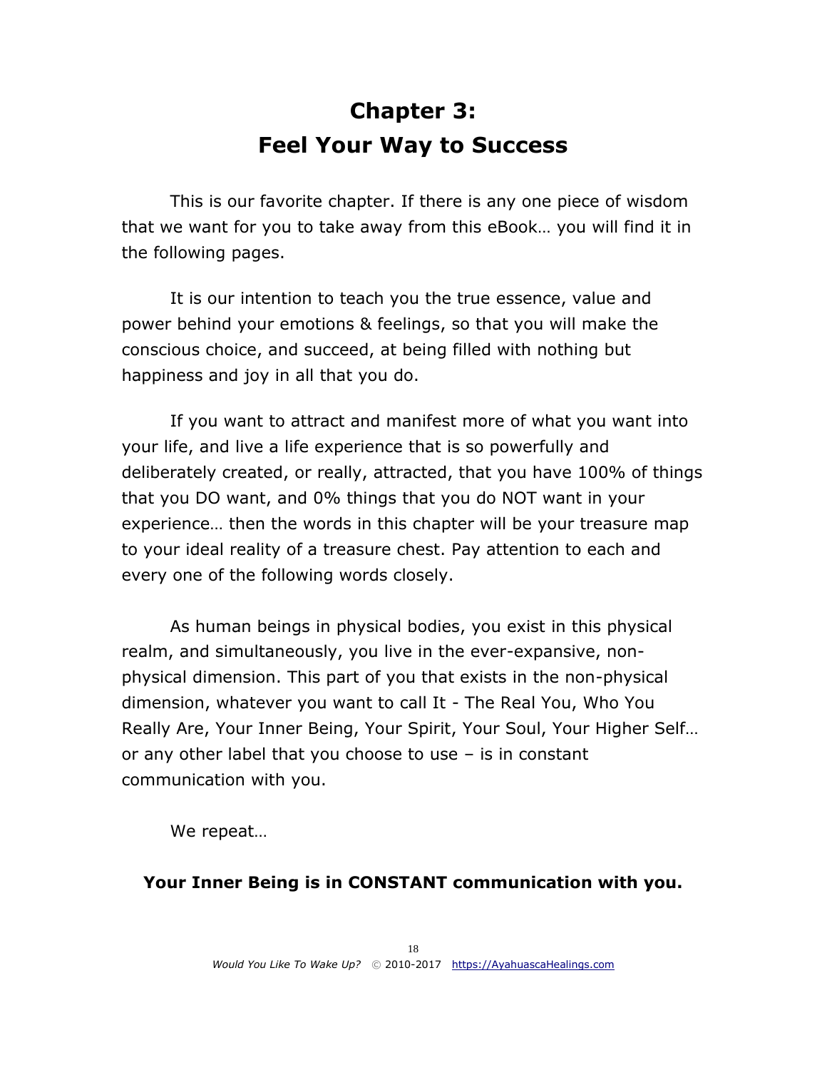# Chapter 3: Feel Your Way to Success

This is our favorite chapter. If there is any one piece of wisdom that we want for you to take away from this eBook… you will find it in the following pages.

It is our intention to teach you the true essence, value and power behind your emotions & feelings, so that you will make the conscious choice, and succeed, at being filled with nothing but happiness and joy in all that you do.

If you want to attract and manifest more of what you want into your life, and live a life experience that is so powerfully and deliberately created, or really, attracted, that you have 100% of things that you DO want, and 0% things that you do NOT want in your experience… then the words in this chapter will be your treasure map to your ideal reality of a treasure chest. Pay attention to each and every one of the following words closely.

As human beings in physical bodies, you exist in this physical realm, and simultaneously, you live in the ever-expansive, non-physical dimension. This part of you that exists in the non-physical dimension, whatever you want to call It - The Real You, Who You Really Are, Your Inner Being, Your Spirit, Your Soul, Your Higher Self… or any other label that you choose to use – is in constant communication with you.

We repeat…

**Your Inner Being is in CONSTANT communication with you.**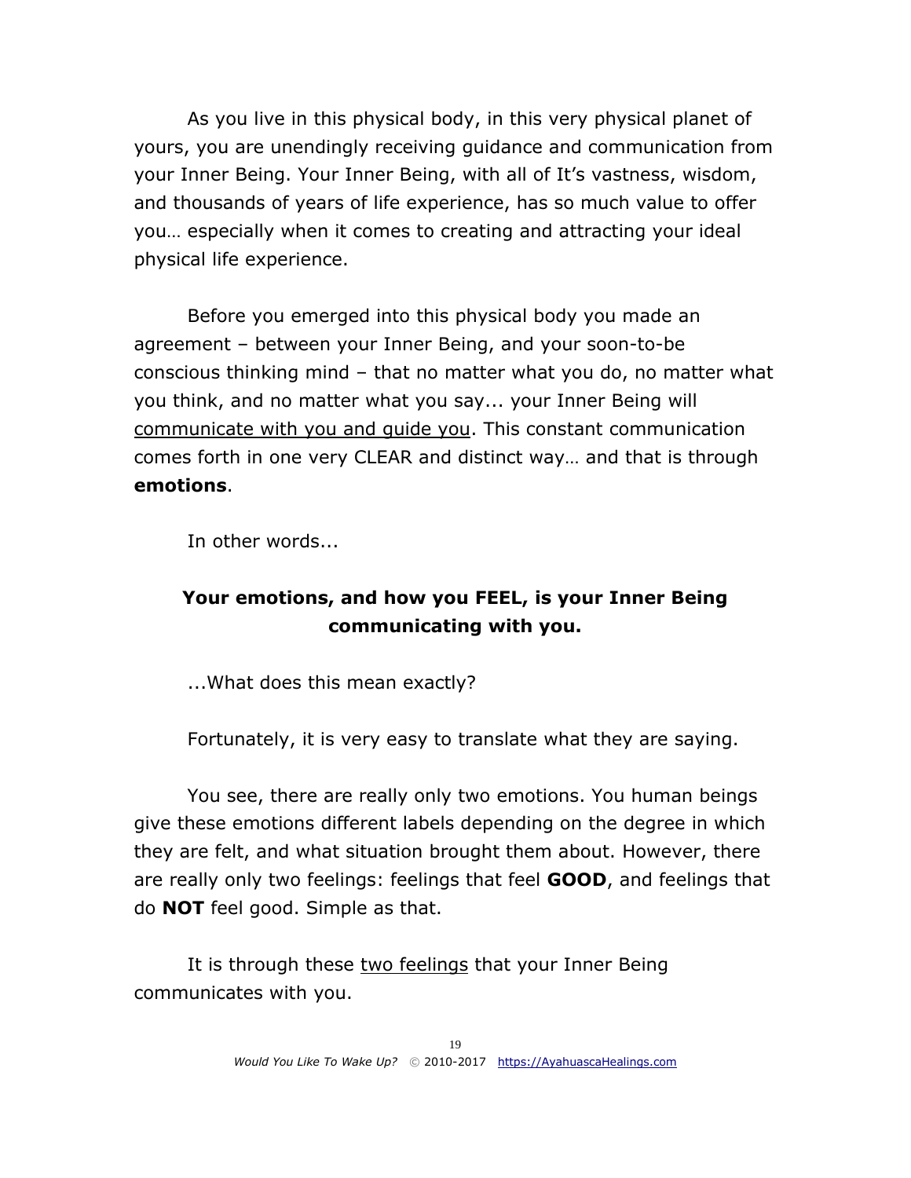As you live in this physical body, in this very physical planet of yours, you are unendingly receiving guidance and communication from your Inner Being. Your Inner Being, with all of It's vastness, wisdom, and thousands of years of life experience, has so much value to offer you… especially when it comes to creating and attracting your ideal physical life experience.

Before you emerged into this physical body you made an agreement – between your Inner Being, and your soon-to-be conscious thinking mind – that no matter what you do, no matter what you think, and no matter what you say... your Inner Being will <u>communicate with you and guide you</u>. This constant communication comes forth in one very CLEAR and distinct way… and that is through **emotions**.

In other words...

**Your emotions, and how you FEEL, is your Inner Being communicating with you.**

...What does this mean exactly?

Fortunately, it is very easy to translate what they are saying.

You see, there are really only two emotions. You human beings give these emotions different labels depending on the degree in which they are felt, and what situation brought them about. However, there are really only two feelings: feelings that feel **GOOD**, and feelings that do **NOT** feel good. Simple as that.

It is through these <u>two feelings</u> that your Inner Being communicates with you.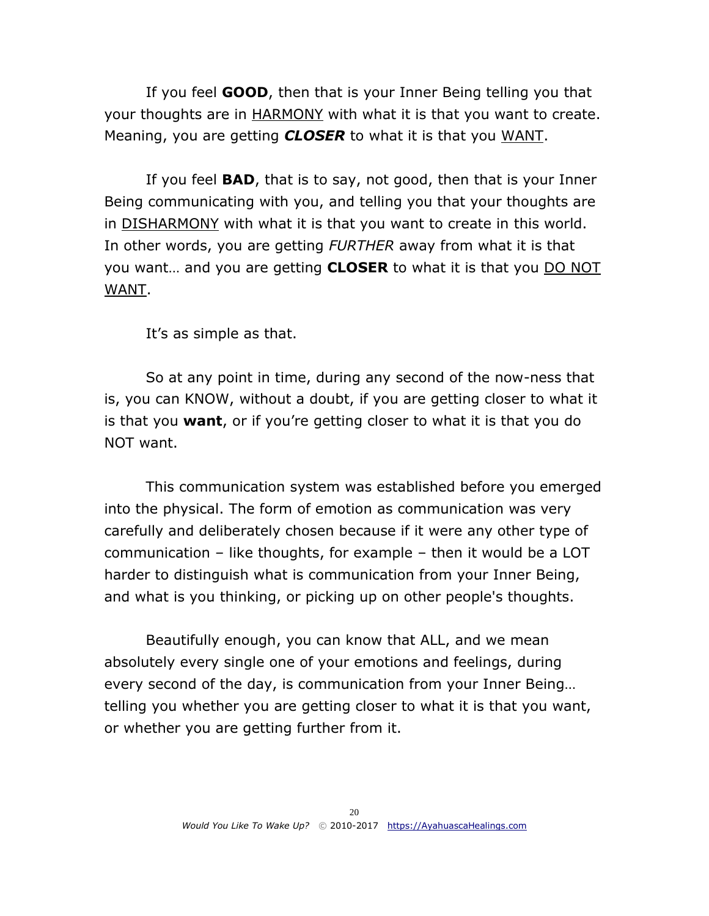If you feel **GOOD**, then that is your Inner Being telling you that your thoughts are in HARMONY with what it is that you want to create. Meaning, you are getting ***CLOSER*** to what it is that you WANT.

If you feel **BAD**, that is to say, not good, then that is your Inner Being communicating with you, and telling you that your thoughts are in DISHARMONY with what it is that you want to create in this world. In other words, you are getting *FURTHER* away from what it is that you want… and you are getting **CLOSER** to what it is that you DO NOT WANT.

It's as simple as that.

So at any point in time, during any second of the now-ness that is, you can KNOW, without a doubt, if you are getting closer to what it is that you **want**, or if you're getting closer to what it is that you do NOT want.

This communication system was established before you emerged into the physical. The form of emotion as communication was very carefully and deliberately chosen because if it were any other type of communication – like thoughts, for example – then it would be a LOT harder to distinguish what is communication from your Inner Being, and what is you thinking, or picking up on other people's thoughts.

Beautifully enough, you can know that ALL, and we mean absolutely every single one of your emotions and feelings, during every second of the day, is communication from your Inner Being… telling you whether you are getting closer to what it is that you want, or whether you are getting further from it.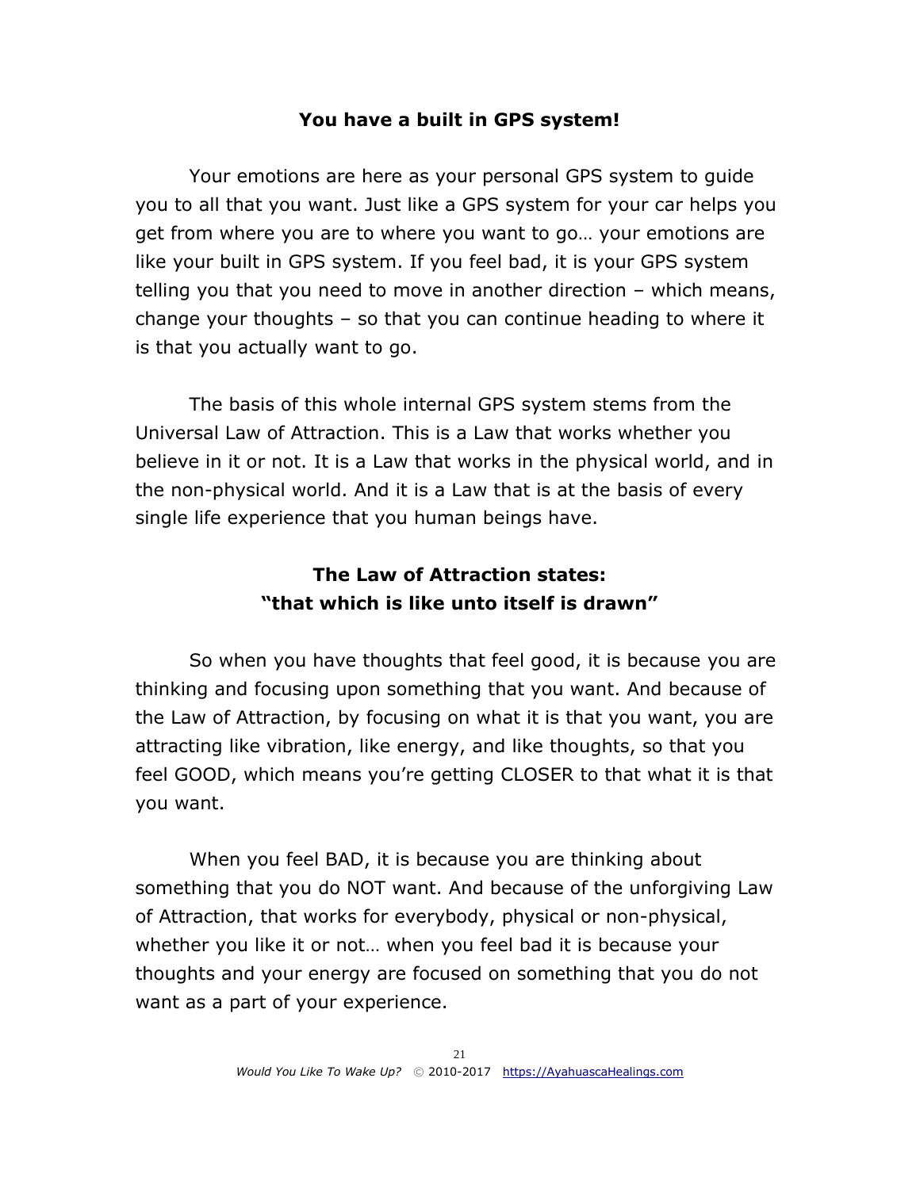## You have a built in GPS system!

Your emotions are here as your personal GPS system to guide you to all that you want. Just like a GPS system for your car helps you get from where you are to where you want to go… your emotions are like your built in GPS system. If you feel bad, it is your GPS system telling you that you need to move in another direction – which means, change your thoughts – so that you can continue heading to where it is that you actually want to go.

The basis of this whole internal GPS system stems from the Universal Law of Attraction. This is a Law that works whether you believe in it or not. It is a Law that works in the physical world, and in the non-physical world. And it is a Law that is at the basis of every single life experience that you human beings have.

**The Law of Attraction states:**
**"that which is like unto itself is drawn"**

So when you have thoughts that feel good, it is because you are thinking and focusing upon something that you want. And because of the Law of Attraction, by focusing on what it is that you want, you are attracting like vibration, like energy, and like thoughts, so that you feel GOOD, which means you're getting CLOSER to that what it is that you want.

When you feel BAD, it is because you are thinking about something that you do NOT want. And because of the unforgiving Law of Attraction, that works for everybody, physical or non-physical, whether you like it or not… when you feel bad it is because your thoughts and your energy are focused on something that you do not want as a part of your experience.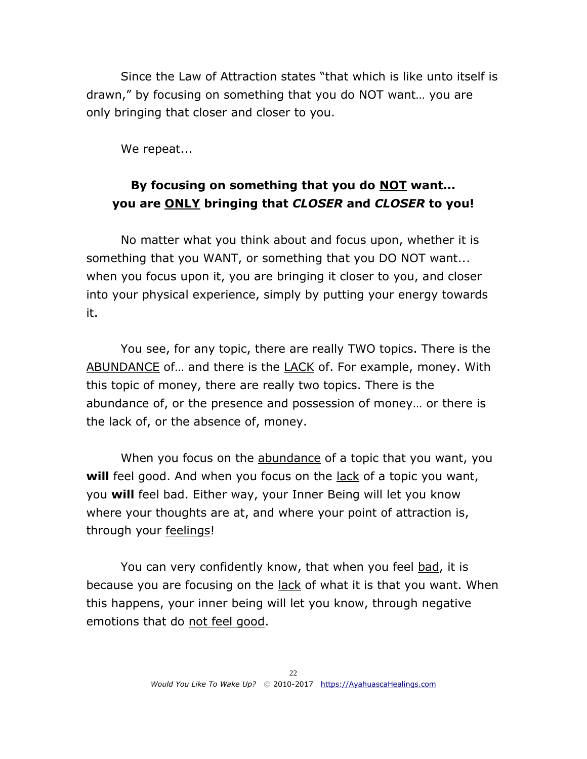Since the Law of Attraction states "that which is like unto itself is drawn," by focusing on something that you do NOT want… you are only bringing that closer and closer to you.

We repeat...

**By focusing on something that you do <u>NOT</u> want... you are <u>ONLY</u> bringing that *CLOSER* and *CLOSER* to you!**

No matter what you think about and focus upon, whether it is something that you WANT, or something that you DO NOT want... when you focus upon it, you are bringing it closer to you, and closer into your physical experience, simply by putting your energy towards it.

You see, for any topic, there are really TWO topics. There is the <u>ABUNDANCE</u> of… and there is the <u>LACK</u> of. For example, money. With this topic of money, there are really two topics. There is the abundance of, or the presence and possession of money… or there is the lack of, or the absence of, money.

When you focus on the <u>abundance</u> of a topic that you want, you **will** feel good. And when you focus on the <u>lack</u> of a topic you want, you **will** feel bad. Either way, your Inner Being will let you know where your thoughts are at, and where your point of attraction is, through your <u>feelings</u>!

You can very confidently know, that when you feel <u>bad</u>, it is because you are focusing on the <u>lack</u> of what it is that you want. When this happens, your inner being will let you know, through negative emotions that do <u>not feel good</u>.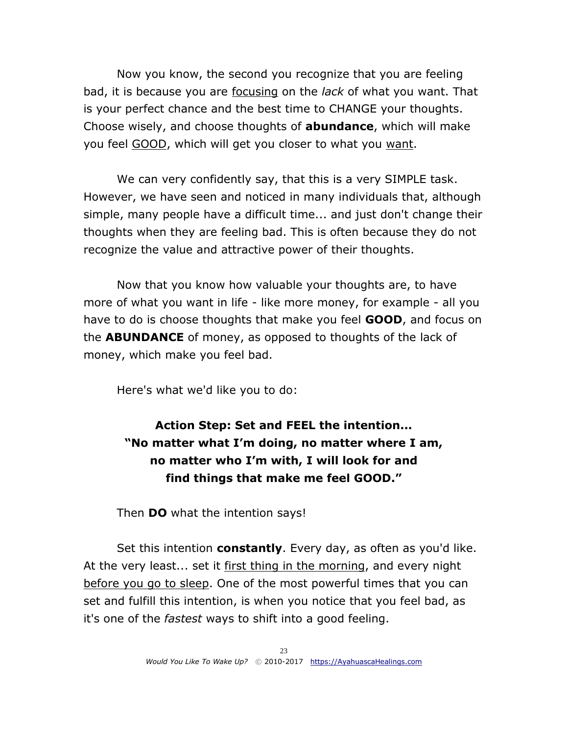Now you know, the second you recognize that you are feeling bad, it is because you are <u>focusing</u> on the *lack* of what you want. That is your perfect chance and the best time to CHANGE your thoughts. Choose wisely, and choose thoughts of **abundance**, which will make you feel <u>GOOD</u>, which will get you closer to what you <u>want</u>.

We can very confidently say, that this is a very SIMPLE task. However, we have seen and noticed in many individuals that, although simple, many people have a difficult time... and just don't change their thoughts when they are feeling bad. This is often because they do not recognize the value and attractive power of their thoughts.

Now that you know how valuable your thoughts are, to have more of what you want in life - like more money, for example - all you have to do is choose thoughts that make you feel **GOOD**, and focus on the **ABUNDANCE** of money, as opposed to thoughts of the lack of money, which make you feel bad.

Here's what we'd like you to do:

**Action Step: Set and FEEL the intention... "No matter what I'm doing, no matter where I am, no matter who I'm with, I will look for and find things that make me feel GOOD."**

Then **DO** what the intention says!

Set this intention **constantly**. Every day, as often as you'd like. At the very least... set it <u>first thing in the morning</u>, and every night <u>before you go to sleep</u>. One of the most powerful times that you can set and fulfill this intention, is when you notice that you feel bad, as it's one of the *fastest* ways to shift into a good feeling.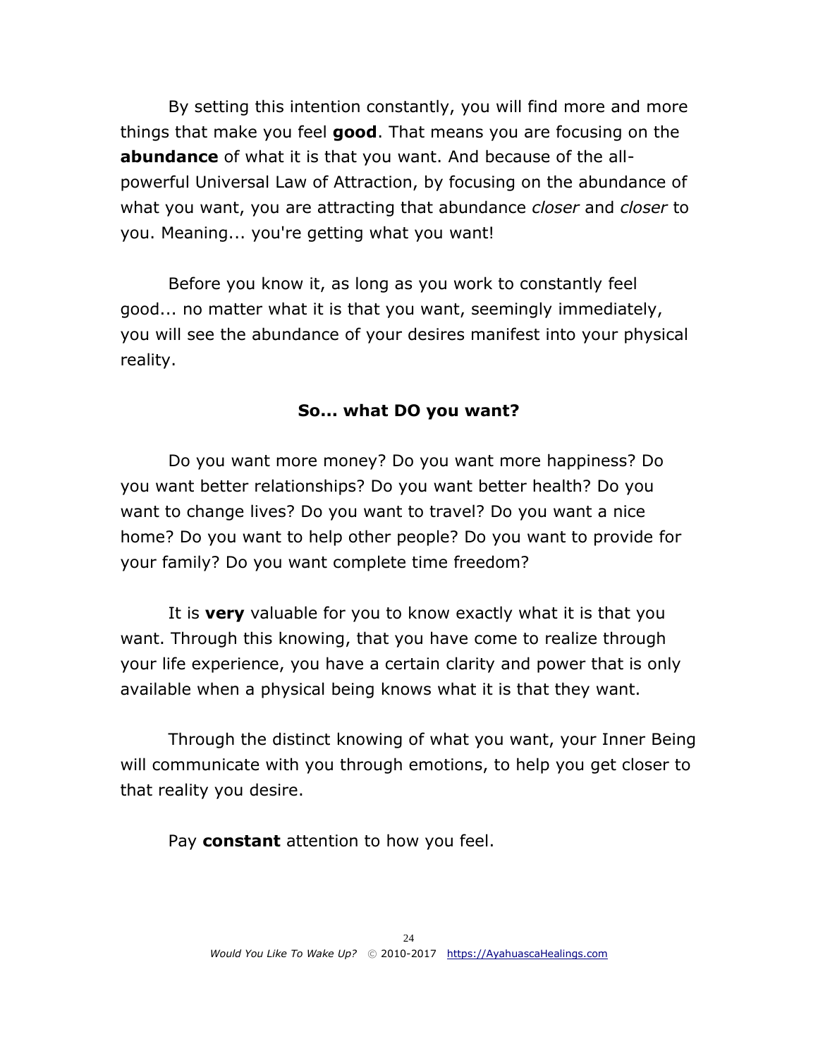By setting this intention constantly, you will find more and more things that make you feel **good**. That means you are focusing on the **abundance** of what it is that you want. And because of the all-powerful Universal Law of Attraction, by focusing on the abundance of what you want, you are attracting that abundance *closer* and *closer* to you. Meaning... you're getting what you want!

Before you know it, as long as you work to constantly feel good... no matter what it is that you want, seemingly immediately, you will see the abundance of your desires manifest into your physical reality.

**So... what DO you want?**

Do you want more money? Do you want more happiness? Do you want better relationships? Do you want better health? Do you want to change lives? Do you want to travel? Do you want a nice home? Do you want to help other people? Do you want to provide for your family? Do you want complete time freedom?

It is **very** valuable for you to know exactly what it is that you want. Through this knowing, that you have come to realize through your life experience, you have a certain clarity and power that is only available when a physical being knows what it is that they want.

Through the distinct knowing of what you want, your Inner Being will communicate with you through emotions, to help you get closer to that reality you desire.

Pay **constant** attention to how you feel.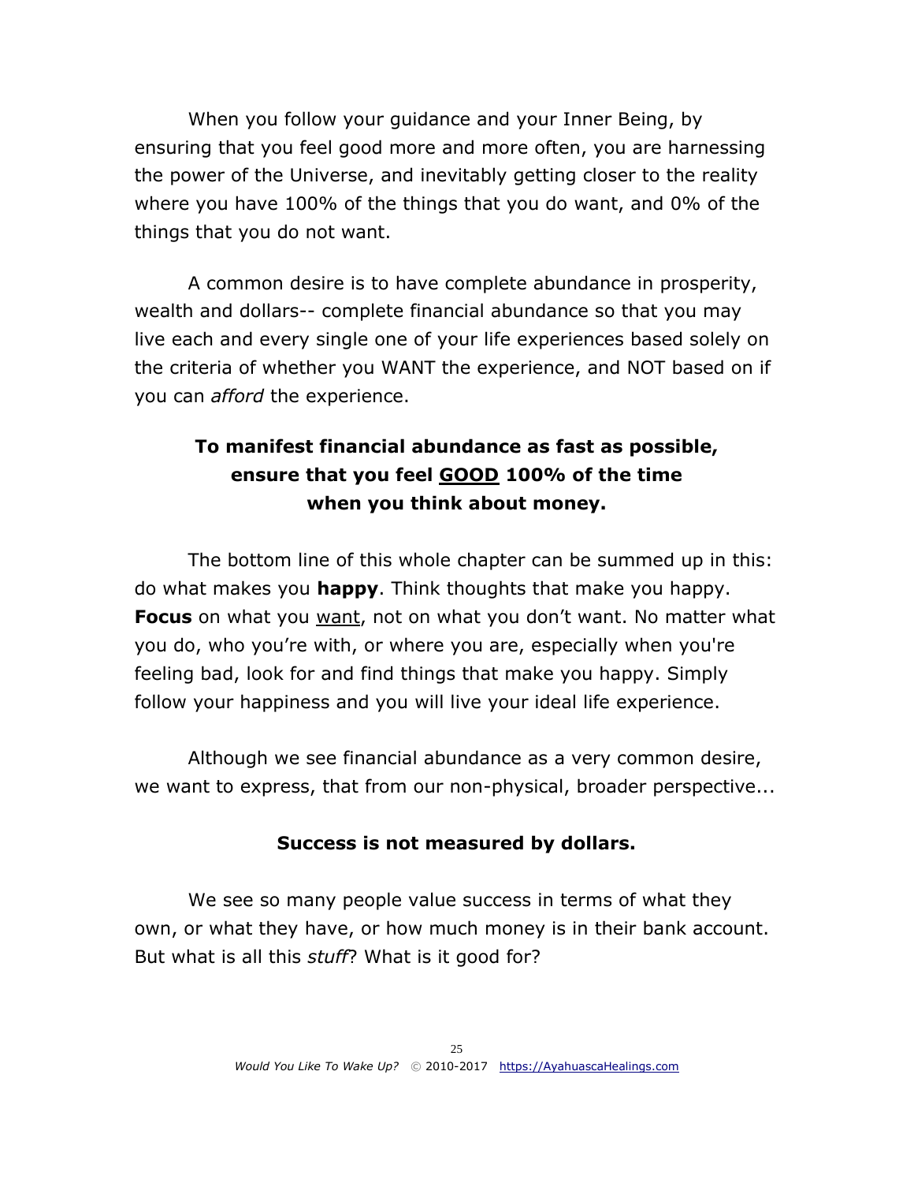When you follow your guidance and your Inner Being, by ensuring that you feel good more and more often, you are harnessing the power of the Universe, and inevitably getting closer to the reality where you have 100% of the things that you do want, and 0% of the things that you do not want.

A common desire is to have complete abundance in prosperity, wealth and dollars-- complete financial abundance so that you may live each and every single one of your life experiences based solely on the criteria of whether you WANT the experience, and NOT based on if you can *afford* the experience.

**To manifest financial abundance as fast as possible, ensure that you feel <u>GOOD</u> 100% of the time when you think about money.**

The bottom line of this whole chapter can be summed up in this: do what makes you **happy**. Think thoughts that make you happy. **Focus** on what you <u>want</u>, not on what you don't want. No matter what you do, who you're with, or where you are, especially when you're feeling bad, look for and find things that make you happy. Simply follow your happiness and you will live your ideal life experience.

Although we see financial abundance as a very common desire, we want to express, that from our non-physical, broader perspective...

**Success is not measured by dollars.**

We see so many people value success in terms of what they own, or what they have, or how much money is in their bank account. But what is all this *stuff*? What is it good for?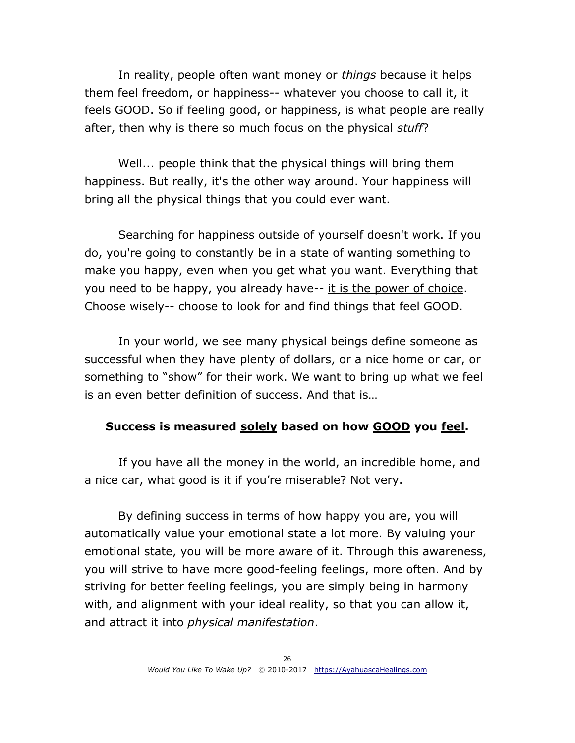In reality, people often want money or *things* because it helps them feel freedom, or happiness-- whatever you choose to call it, it feels GOOD. So if feeling good, or happiness, is what people are really after, then why is there so much focus on the physical *stuff*?

Well... people think that the physical things will bring them happiness. But really, it's the other way around. Your happiness will bring all the physical things that you could ever want.

Searching for happiness outside of yourself doesn't work. If you do, you're going to constantly be in a state of wanting something to make you happy, even when you get what you want. Everything that you need to be happy, you already have-- <u>it is the power of choice</u>. Choose wisely-- choose to look for and find things that feel GOOD.

In your world, we see many physical beings define someone as successful when they have plenty of dollars, or a nice home or car, or something to "show" for their work. We want to bring up what we feel is an even better definition of success. And that is…

**Success is measured <u>solely</u> based on how <u>GOOD</u> you <u>feel</u>.**

If you have all the money in the world, an incredible home, and a nice car, what good is it if you're miserable? Not very.

By defining success in terms of how happy you are, you will automatically value your emotional state a lot more. By valuing your emotional state, you will be more aware of it. Through this awareness, you will strive to have more good-feeling feelings, more often. And by striving for better feeling feelings, you are simply being in harmony with, and alignment with your ideal reality, so that you can allow it, and attract it into *physical manifestation*.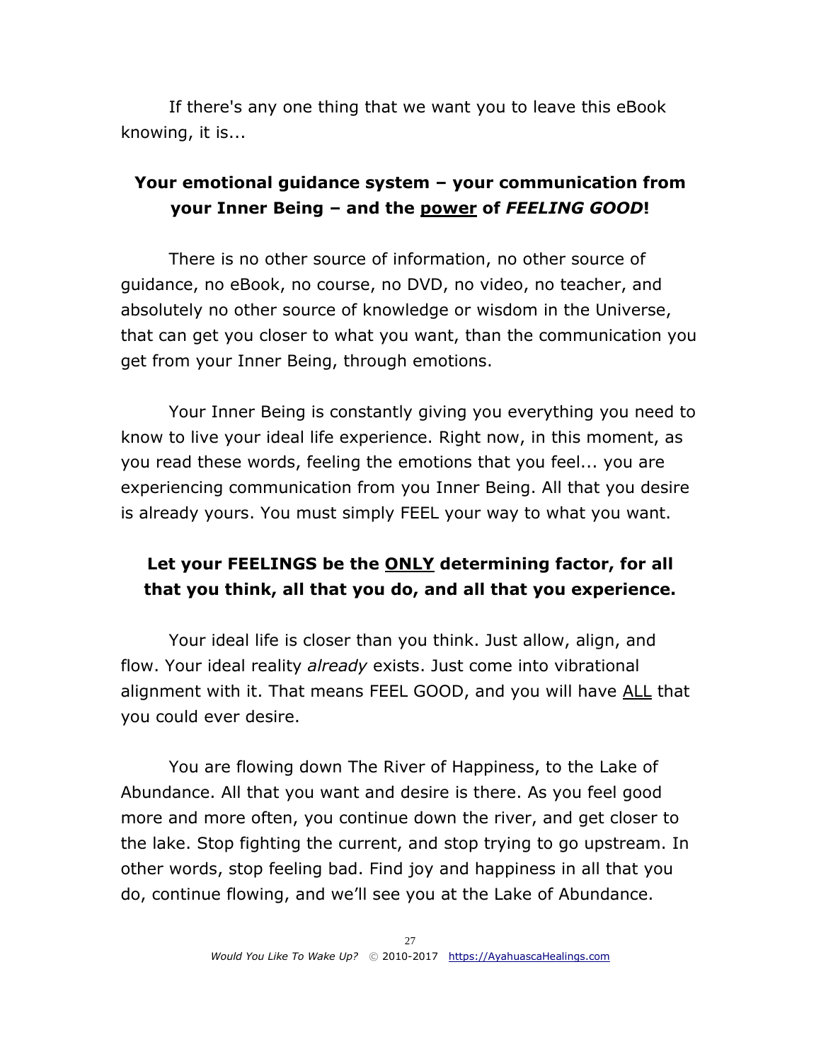If there's any one thing that we want you to leave this eBook knowing, it is...

**Your emotional guidance system – your communication from your Inner Being – and the <u>power</u> of *FEELING GOOD*!**

There is no other source of information, no other source of guidance, no eBook, no course, no DVD, no video, no teacher, and absolutely no other source of knowledge or wisdom in the Universe, that can get you closer to what you want, than the communication you get from your Inner Being, through emotions.

Your Inner Being is constantly giving you everything you need to know to live your ideal life experience. Right now, in this moment, as you read these words, feeling the emotions that you feel... you are experiencing communication from you Inner Being. All that you desire is already yours. You must simply FEEL your way to what you want.

**Let your FEELINGS be the <u>ONLY</u> determining factor, for all that you think, all that you do, and all that you experience.**

Your ideal life is closer than you think. Just allow, align, and flow. Your ideal reality *already* exists. Just come into vibrational alignment with it. That means FEEL GOOD, and you will have <u>ALL</u> that you could ever desire.

You are flowing down The River of Happiness, to the Lake of Abundance. All that you want and desire is there. As you feel good more and more often, you continue down the river, and get closer to the lake. Stop fighting the current, and stop trying to go upstream. In other words, stop feeling bad. Find joy and happiness in all that you do, continue flowing, and we'll see you at the Lake of Abundance.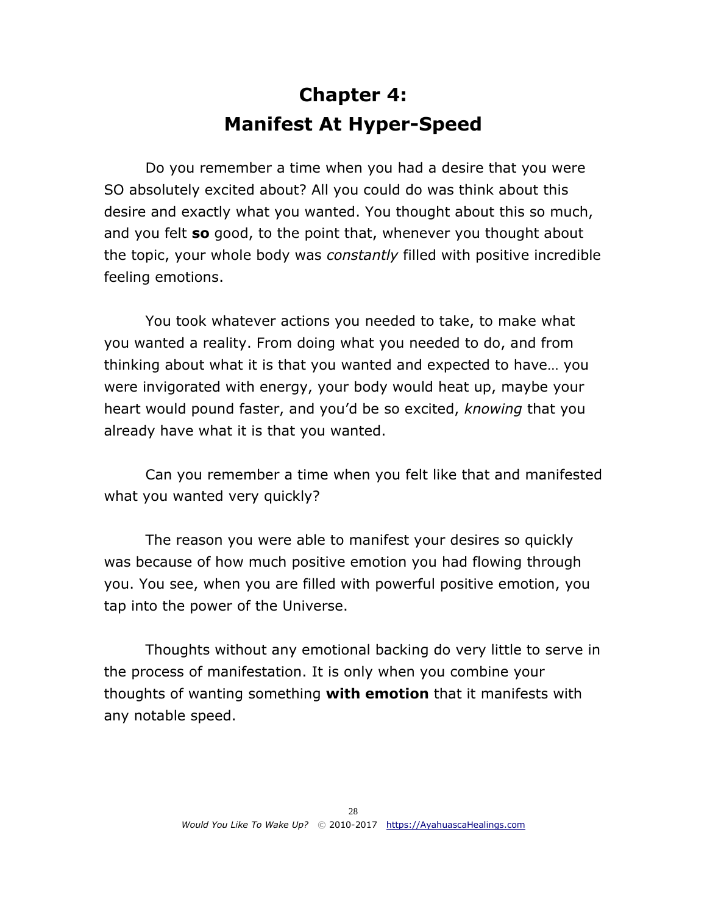# Chapter 4:
# Manifest At Hyper-Speed

Do you remember a time when you had a desire that you were SO absolutely excited about? All you could do was think about this desire and exactly what you wanted. You thought about this so much, and you felt **so** good, to the point that, whenever you thought about the topic, your whole body was *constantly* filled with positive incredible feeling emotions.

You took whatever actions you needed to take, to make what you wanted a reality. From doing what you needed to do, and from thinking about what it is that you wanted and expected to have… you were invigorated with energy, your body would heat up, maybe your heart would pound faster, and you'd be so excited, *knowing* that you already have what it is that you wanted.

Can you remember a time when you felt like that and manifested what you wanted very quickly?

The reason you were able to manifest your desires so quickly was because of how much positive emotion you had flowing through you. You see, when you are filled with powerful positive emotion, you tap into the power of the Universe.

Thoughts without any emotional backing do very little to serve in the process of manifestation. It is only when you combine your thoughts of wanting something **with emotion** that it manifests with any notable speed.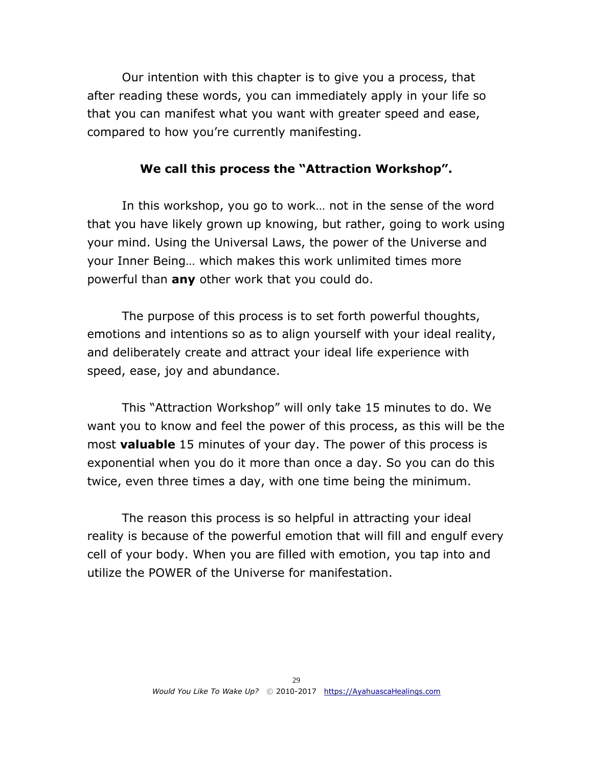Our intention with this chapter is to give you a process, that after reading these words, you can immediately apply in your life so that you can manifest what you want with greater speed and ease, compared to how you're currently manifesting.

**We call this process the "Attraction Workshop".**

In this workshop, you go to work… not in the sense of the word that you have likely grown up knowing, but rather, going to work using your mind. Using the Universal Laws, the power of the Universe and your Inner Being… which makes this work unlimited times more powerful than **any** other work that you could do.

The purpose of this process is to set forth powerful thoughts, emotions and intentions so as to align yourself with your ideal reality, and deliberately create and attract your ideal life experience with speed, ease, joy and abundance.

This "Attraction Workshop" will only take 15 minutes to do. We want you to know and feel the power of this process, as this will be the most **valuable** 15 minutes of your day. The power of this process is exponential when you do it more than once a day. So you can do this twice, even three times a day, with one time being the minimum.

The reason this process is so helpful in attracting your ideal reality is because of the powerful emotion that will fill and engulf every cell of your body. When you are filled with emotion, you tap into and utilize the POWER of the Universe for manifestation.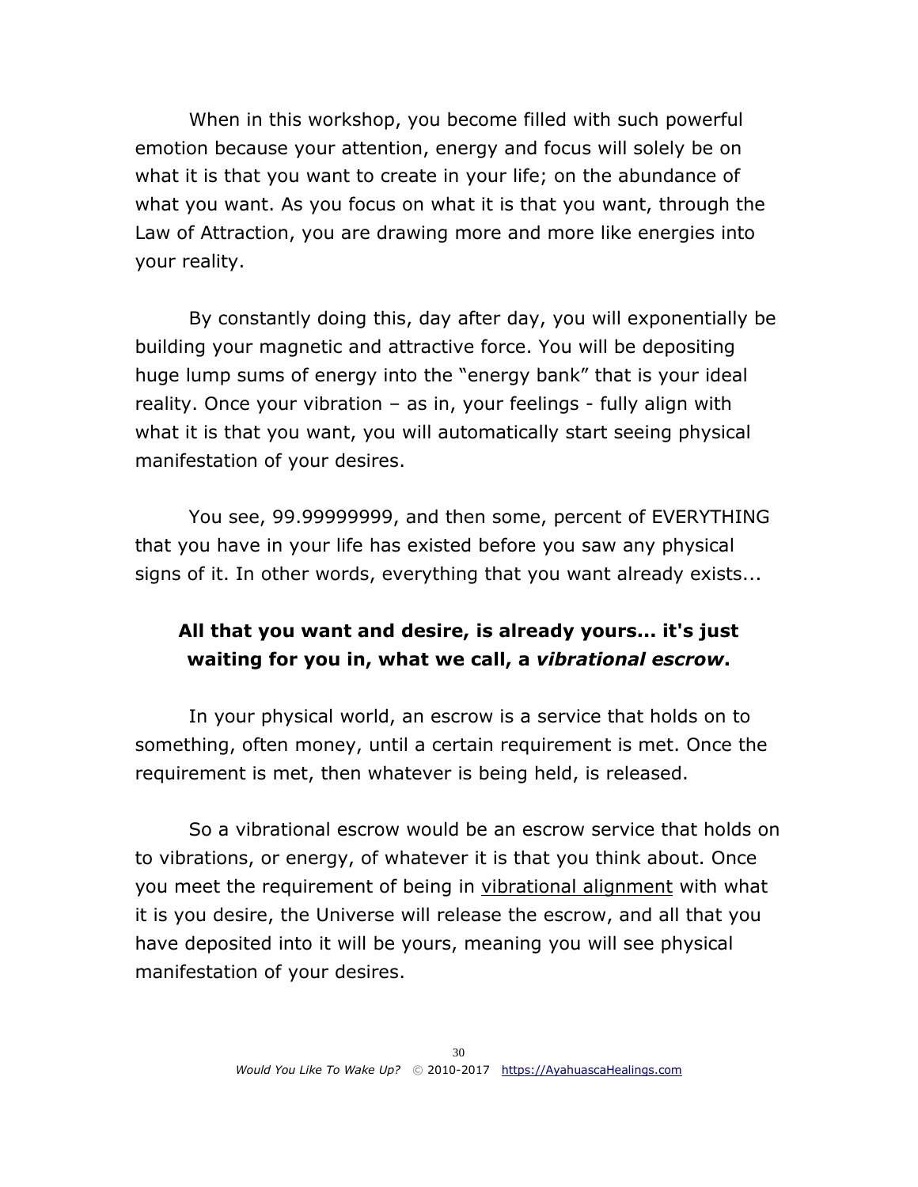When in this workshop, you become filled with such powerful emotion because your attention, energy and focus will solely be on what it is that you want to create in your life; on the abundance of what you want. As you focus on what it is that you want, through the Law of Attraction, you are drawing more and more like energies into your reality.

By constantly doing this, day after day, you will exponentially be building your magnetic and attractive force. You will be depositing huge lump sums of energy into the "energy bank" that is your ideal reality. Once your vibration – as in, your feelings - fully align with what it is that you want, you will automatically start seeing physical manifestation of your desires.

You see, 99.99999999, and then some, percent of EVERYTHING that you have in your life has existed before you saw any physical signs of it. In other words, everything that you want already exists...

**All that you want and desire, is already yours... it's just waiting for you in, what we call, a *vibrational escrow*.**

In your physical world, an escrow is a service that holds on to something, often money, until a certain requirement is met. Once the requirement is met, then whatever is being held, is released.

So a vibrational escrow would be an escrow service that holds on to vibrations, or energy, of whatever it is that you think about. Once you meet the requirement of being in vibrational alignment with what it is you desire, the Universe will release the escrow, and all that you have deposited into it will be yours, meaning you will see physical manifestation of your desires.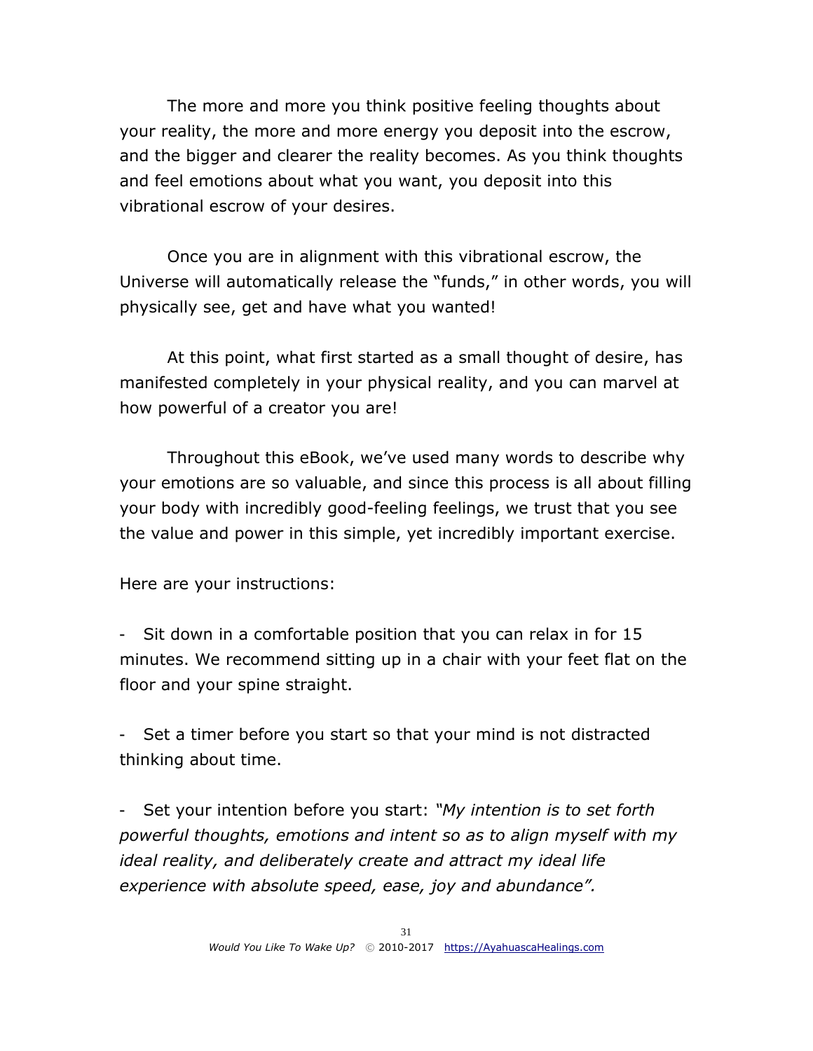The more and more you think positive feeling thoughts about your reality, the more and more energy you deposit into the escrow, and the bigger and clearer the reality becomes. As you think thoughts and feel emotions about what you want, you deposit into this vibrational escrow of your desires.

Once you are in alignment with this vibrational escrow, the Universe will automatically release the "funds," in other words, you will physically see, get and have what you wanted!

At this point, what first started as a small thought of desire, has manifested completely in your physical reality, and you can marvel at how powerful of a creator you are!

Throughout this eBook, we've used many words to describe why your emotions are so valuable, and since this process is all about filling your body with incredibly good-feeling feelings, we trust that you see the value and power in this simple, yet incredibly important exercise.

Here are your instructions:

- Sit down in a comfortable position that you can relax in for 15 minutes. We recommend sitting up in a chair with your feet flat on the floor and your spine straight.

- Set a timer before you start so that your mind is not distracted thinking about time.

- Set your intention before you start: *"My intention is to set forth powerful thoughts, emotions and intent so as to align myself with my ideal reality, and deliberately create and attract my ideal life experience with absolute speed, ease, joy and abundance".*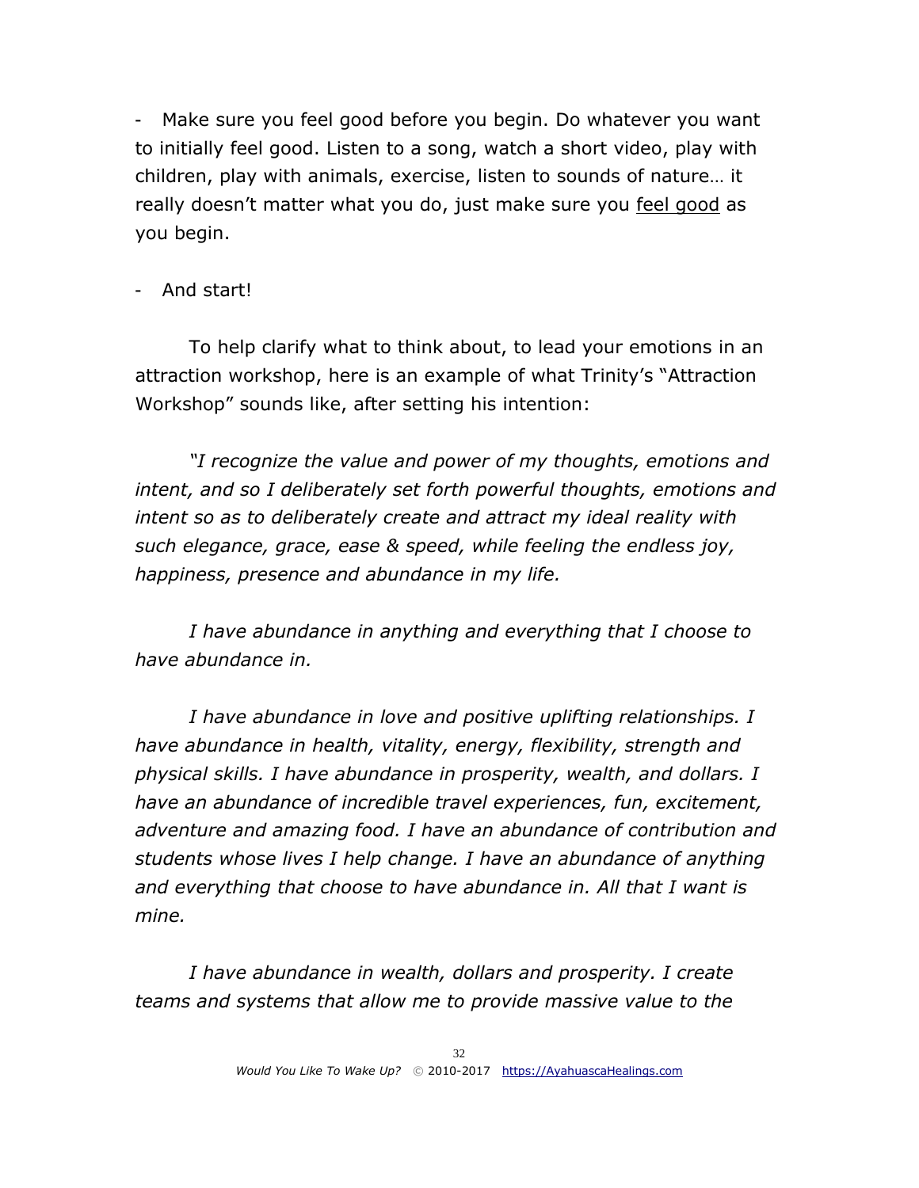- Make sure you feel good before you begin. Do whatever you want to initially feel good. Listen to a song, watch a short video, play with children, play with animals, exercise, listen to sounds of nature… it really doesn't matter what you do, just make sure you <u>feel good</u> as you begin.

- And start!

To help clarify what to think about, to lead your emotions in an attraction workshop, here is an example of what Trinity's "Attraction Workshop" sounds like, after setting his intention:

*"I recognize the value and power of my thoughts, emotions and intent, and so I deliberately set forth powerful thoughts, emotions and intent so as to deliberately create and attract my ideal reality with such elegance, grace, ease & speed, while feeling the endless joy, happiness, presence and abundance in my life.*

*I have abundance in anything and everything that I choose to have abundance in.*

*I have abundance in love and positive uplifting relationships. I have abundance in health, vitality, energy, flexibility, strength and physical skills. I have abundance in prosperity, wealth, and dollars. I have an abundance of incredible travel experiences, fun, excitement, adventure and amazing food. I have an abundance of contribution and students whose lives I help change. I have an abundance of anything and everything that choose to have abundance in. All that I want is mine.*

*I have abundance in wealth, dollars and prosperity. I create teams and systems that allow me to provide massive value to the*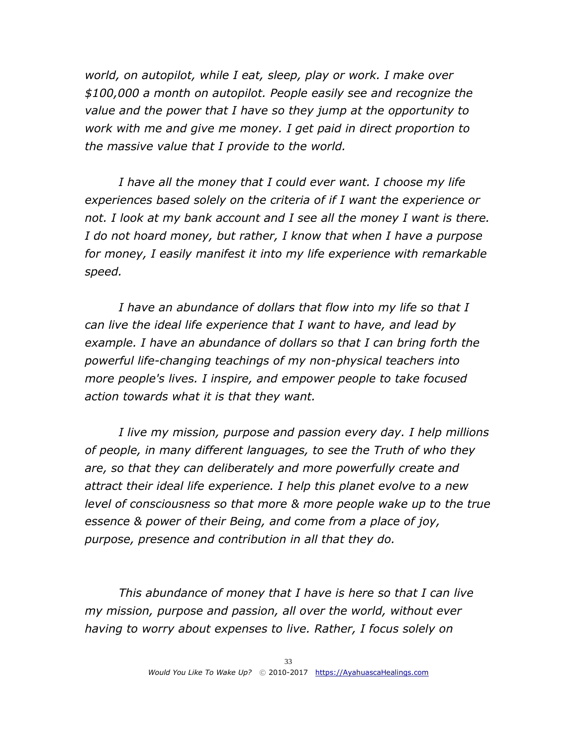*world, on autopilot, while I eat, sleep, play or work. I make over $100,000 a month on autopilot. People easily see and recognize the value and the power that I have so they jump at the opportunity to work with me and give me money. I get paid in direct proportion to the massive value that I provide to the world.*

*I have all the money that I could ever want. I choose my life experiences based solely on the criteria of if I want the experience or not. I look at my bank account and I see all the money I want is there. I do not hoard money, but rather, I know that when I have a purpose for money, I easily manifest it into my life experience with remarkable speed.*

*I have an abundance of dollars that flow into my life so that I can live the ideal life experience that I want to have, and lead by example. I have an abundance of dollars so that I can bring forth the powerful life-changing teachings of my non-physical teachers into more people's lives. I inspire, and empower people to take focused action towards what it is that they want.*

*I live my mission, purpose and passion every day. I help millions of people, in many different languages, to see the Truth of who they are, so that they can deliberately and more powerfully create and attract their ideal life experience. I help this planet evolve to a new level of consciousness so that more & more people wake up to the true essence & power of their Being, and come from a place of joy, purpose, presence and contribution in all that they do.*

*This abundance of money that I have is here so that I can live my mission, purpose and passion, all over the world, without ever having to worry about expenses to live. Rather, I focus solely on*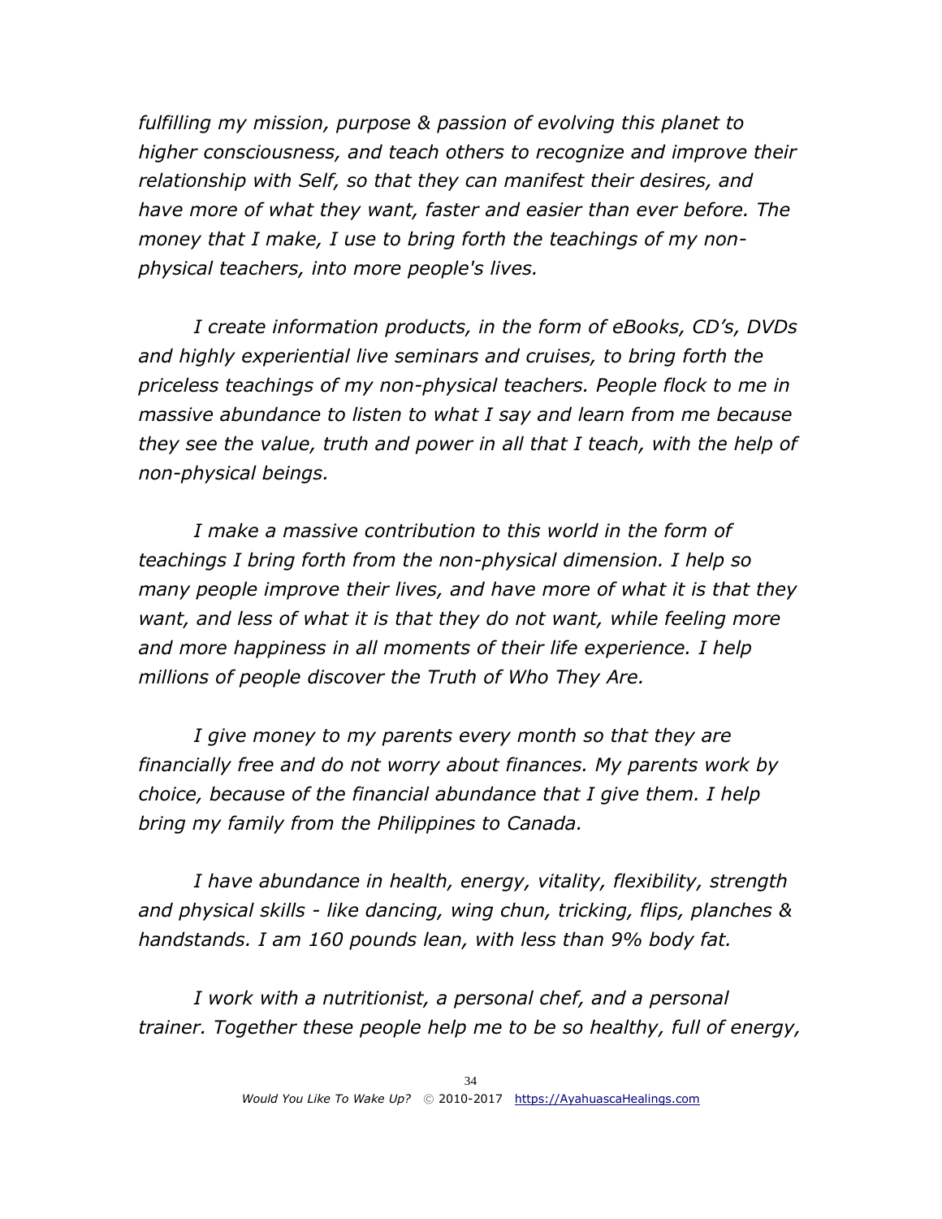*fulfilling my mission, purpose & passion of evolving this planet to higher consciousness, and teach others to recognize and improve their relationship with Self, so that they can manifest their desires, and have more of what they want, faster and easier than ever before. The money that I make, I use to bring forth the teachings of my non-physical teachers, into more people's lives.*

*I create information products, in the form of eBooks, CD's, DVDs and highly experiential live seminars and cruises, to bring forth the priceless teachings of my non-physical teachers. People flock to me in massive abundance to listen to what I say and learn from me because they see the value, truth and power in all that I teach, with the help of non-physical beings.*

*I make a massive contribution to this world in the form of teachings I bring forth from the non-physical dimension. I help so many people improve their lives, and have more of what it is that they want, and less of what it is that they do not want, while feeling more and more happiness in all moments of their life experience. I help millions of people discover the Truth of Who They Are.*

*I give money to my parents every month so that they are financially free and do not worry about finances. My parents work by choice, because of the financial abundance that I give them. I help bring my family from the Philippines to Canada.*

*I have abundance in health, energy, vitality, flexibility, strength and physical skills - like dancing, wing chun, tricking, flips, planches & handstands. I am 160 pounds lean, with less than 9% body fat.*

*I work with a nutritionist, a personal chef, and a personal trainer. Together these people help me to be so healthy, full of energy,*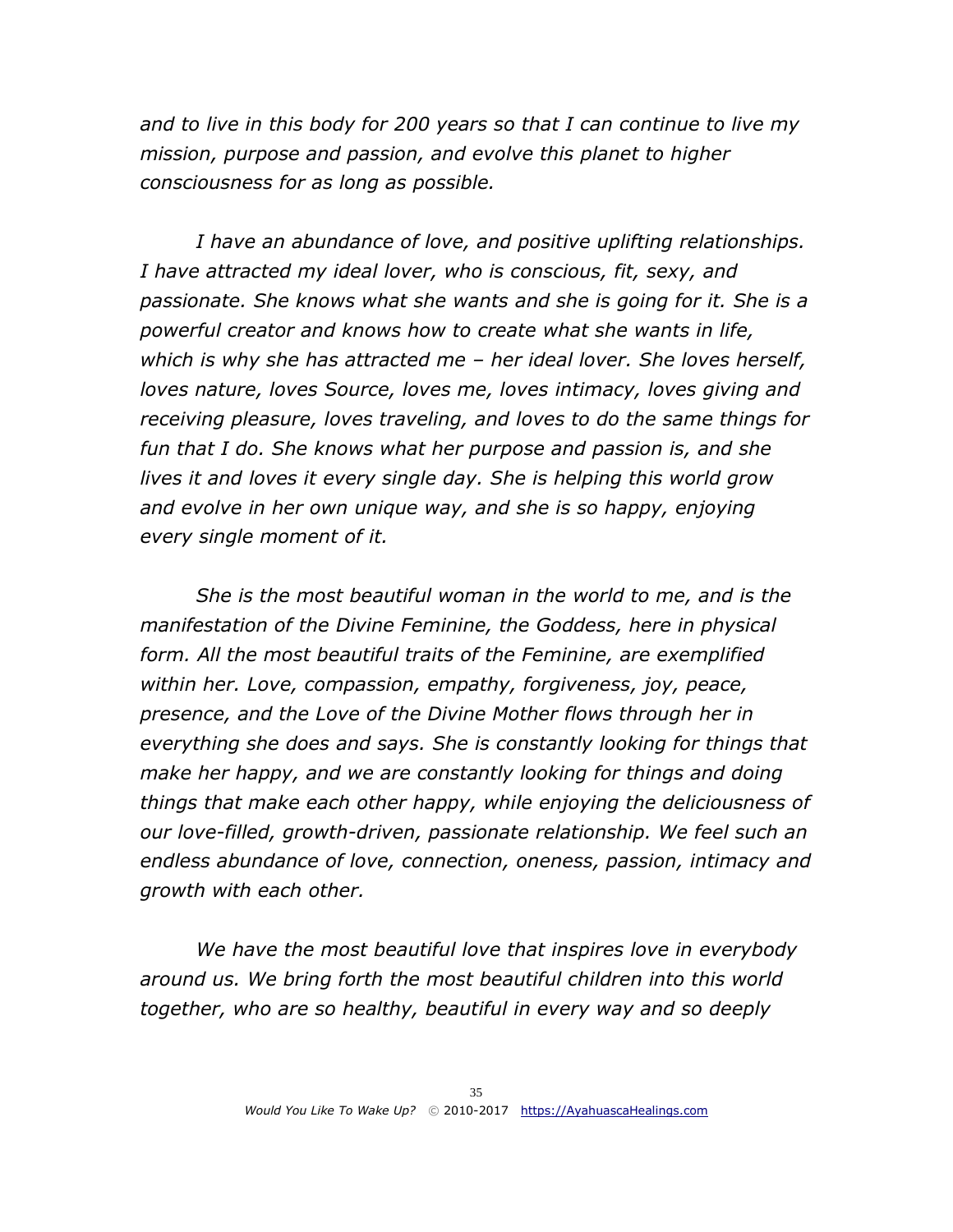*and to live in this body for 200 years so that I can continue to live my mission, purpose and passion, and evolve this planet to higher consciousness for as long as possible.*

*I have an abundance of love, and positive uplifting relationships. I have attracted my ideal lover, who is conscious, fit, sexy, and passionate. She knows what she wants and she is going for it. She is a powerful creator and knows how to create what she wants in life, which is why she has attracted me – her ideal lover. She loves herself, loves nature, loves Source, loves me, loves intimacy, loves giving and receiving pleasure, loves traveling, and loves to do the same things for fun that I do. She knows what her purpose and passion is, and she lives it and loves it every single day. She is helping this world grow and evolve in her own unique way, and she is so happy, enjoying every single moment of it.*

*She is the most beautiful woman in the world to me, and is the manifestation of the Divine Feminine, the Goddess, here in physical form. All the most beautiful traits of the Feminine, are exemplified within her. Love, compassion, empathy, forgiveness, joy, peace, presence, and the Love of the Divine Mother flows through her in everything she does and says. She is constantly looking for things that make her happy, and we are constantly looking for things and doing things that make each other happy, while enjoying the deliciousness of our love-filled, growth-driven, passionate relationship. We feel such an endless abundance of love, connection, oneness, passion, intimacy and growth with each other.*

*We have the most beautiful love that inspires love in everybody around us. We bring forth the most beautiful children into this world together, who are so healthy, beautiful in every way and so deeply*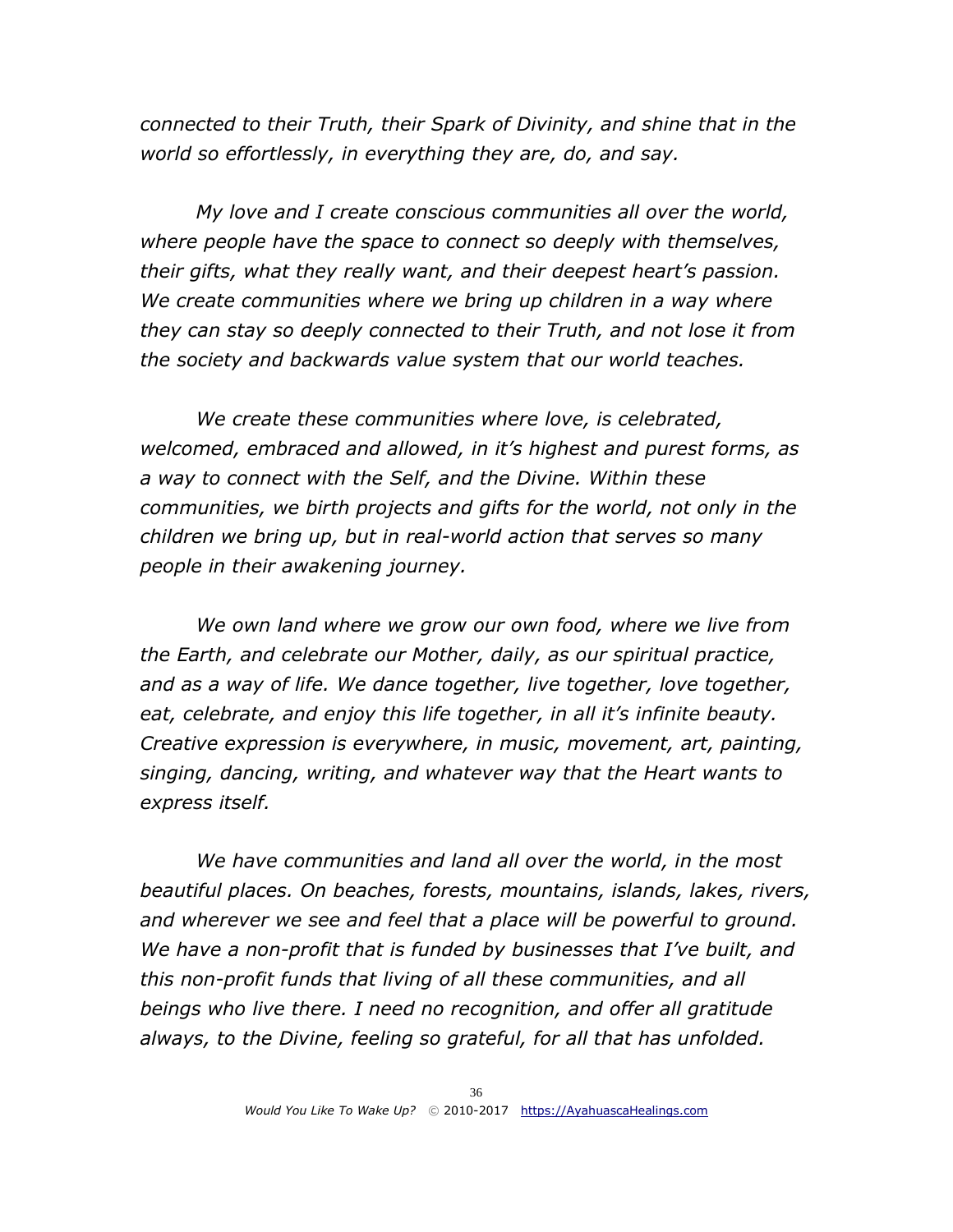*connected to their Truth, their Spark of Divinity, and shine that in the world so effortlessly, in everything they are, do, and say.*

*My love and I create conscious communities all over the world, where people have the space to connect so deeply with themselves, their gifts, what they really want, and their deepest heart's passion. We create communities where we bring up children in a way where they can stay so deeply connected to their Truth, and not lose it from the society and backwards value system that our world teaches.*

*We create these communities where love, is celebrated, welcomed, embraced and allowed, in it's highest and purest forms, as a way to connect with the Self, and the Divine. Within these communities, we birth projects and gifts for the world, not only in the children we bring up, but in real-world action that serves so many people in their awakening journey.*

*We own land where we grow our own food, where we live from the Earth, and celebrate our Mother, daily, as our spiritual practice, and as a way of life. We dance together, live together, love together, eat, celebrate, and enjoy this life together, in all it's infinite beauty. Creative expression is everywhere, in music, movement, art, painting, singing, dancing, writing, and whatever way that the Heart wants to express itself.*

*We have communities and land all over the world, in the most beautiful places. On beaches, forests, mountains, islands, lakes, rivers, and wherever we see and feel that a place will be powerful to ground. We have a non-profit that is funded by businesses that I've built, and this non-profit funds that living of all these communities, and all beings who live there. I need no recognition, and offer all gratitude always, to the Divine, feeling so grateful, for all that has unfolded.*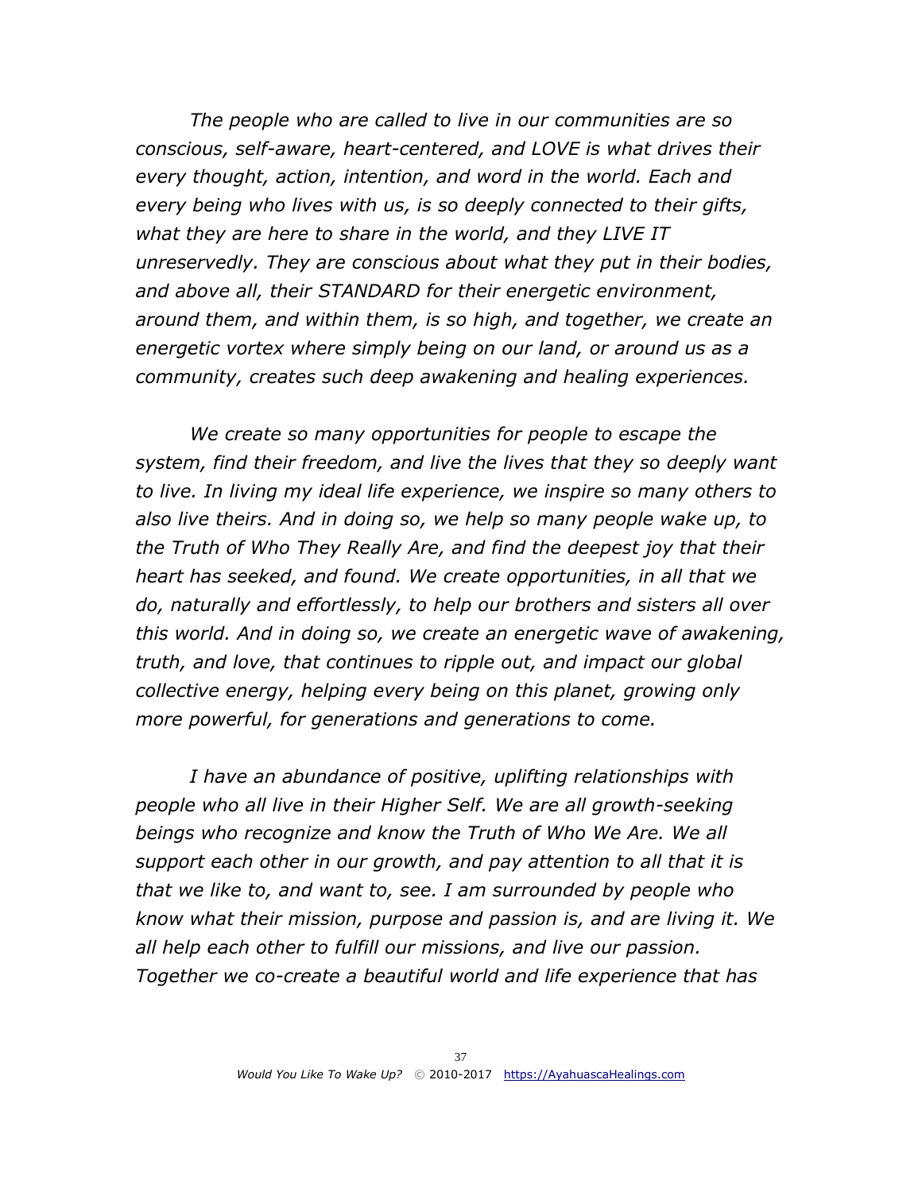*The people who are called to live in our communities are so conscious, self-aware, heart-centered, and LOVE is what drives their every thought, action, intention, and word in the world. Each and every being who lives with us, is so deeply connected to their gifts, what they are here to share in the world, and they LIVE IT unreservedly. They are conscious about what they put in their bodies, and above all, their STANDARD for their energetic environment, around them, and within them, is so high, and together, we create an energetic vortex where simply being on our land, or around us as a community, creates such deep awakening and healing experiences.*

*We create so many opportunities for people to escape the system, find their freedom, and live the lives that they so deeply want to live. In living my ideal life experience, we inspire so many others to also live theirs. And in doing so, we help so many people wake up, to the Truth of Who They Really Are, and find the deepest joy that their heart has seeked, and found. We create opportunities, in all that we do, naturally and effortlessly, to help our brothers and sisters all over this world. And in doing so, we create an energetic wave of awakening, truth, and love, that continues to ripple out, and impact our global collective energy, helping every being on this planet, growing only more powerful, for generations and generations to come.*

*I have an abundance of positive, uplifting relationships with people who all live in their Higher Self. We are all growth-seeking beings who recognize and know the Truth of Who We Are. We all support each other in our growth, and pay attention to all that it is that we like to, and want to, see. I am surrounded by people who know what their mission, purpose and passion is, and are living it. We all help each other to fulfill our missions, and live our passion. Together we co-create a beautiful world and life experience that has*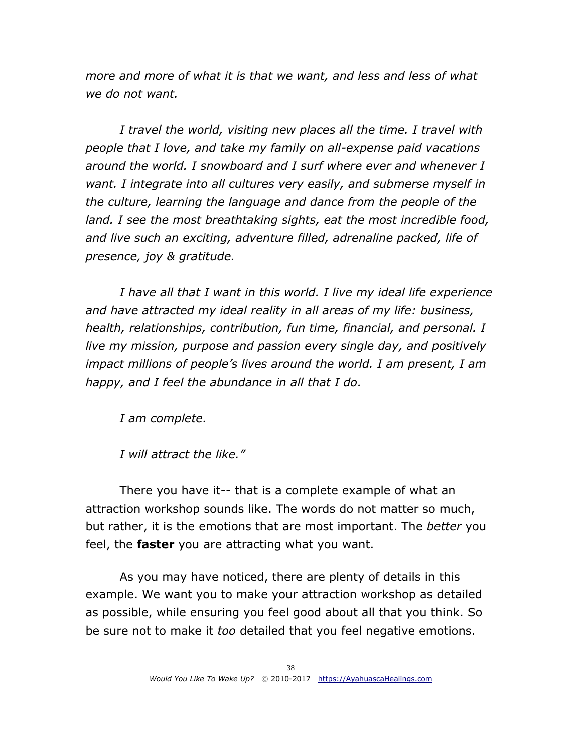*more and more of what it is that we want, and less and less of what we do not want.*

*I travel the world, visiting new places all the time. I travel with people that I love, and take my family on all-expense paid vacations around the world. I snowboard and I surf where ever and whenever I want. I integrate into all cultures very easily, and submerse myself in the culture, learning the language and dance from the people of the land. I see the most breathtaking sights, eat the most incredible food, and live such an exciting, adventure filled, adrenaline packed, life of presence, joy & gratitude.*

*I have all that I want in this world. I live my ideal life experience and have attracted my ideal reality in all areas of my life: business, health, relationships, contribution, fun time, financial, and personal. I live my mission, purpose and passion every single day, and positively impact millions of people's lives around the world. I am present, I am happy, and I feel the abundance in all that I do.*

*I am complete.*

*I will attract the like."*

There you have it-- that is a complete example of what an attraction workshop sounds like. The words do not matter so much, but rather, it is the <u>emotions</u> that are most important. The *better* you feel, the **faster** you are attracting what you want.

As you may have noticed, there are plenty of details in this example. We want you to make your attraction workshop as detailed as possible, while ensuring you feel good about all that you think. So be sure not to make it *too* detailed that you feel negative emotions.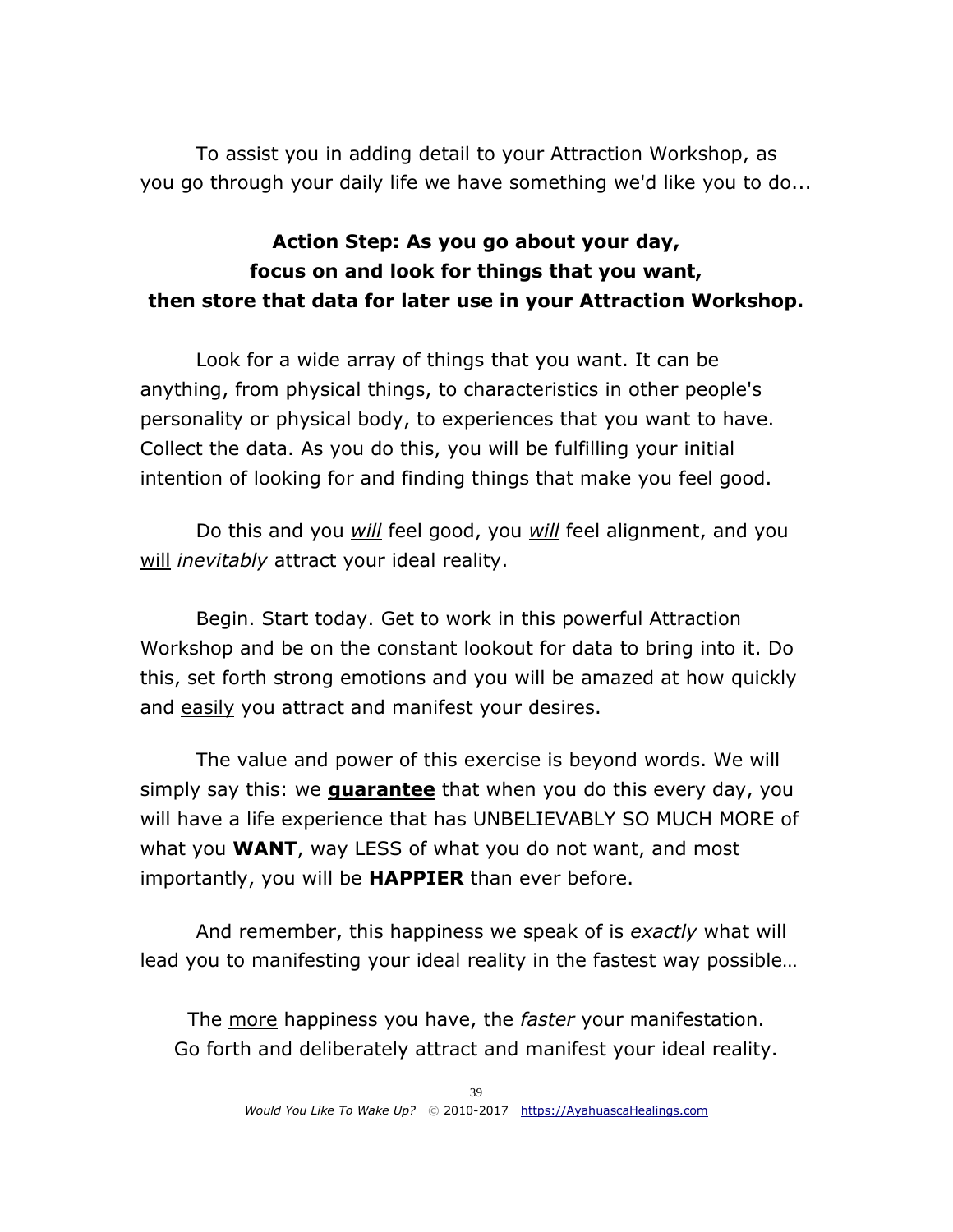To assist you in adding detail to your Attraction Workshop, as you go through your daily life we have something we'd like you to do...

**Action Step: As you go about your day, focus on and look for things that you want, then store that data for later use in your Attraction Workshop.**

Look for a wide array of things that you want. It can be anything, from physical things, to characteristics in other people's personality or physical body, to experiences that you want to have. Collect the data. As you do this, you will be fulfilling your initial intention of looking for and finding things that make you feel good.

Do this and you <u>*will*</u> feel good, you <u>*will*</u> feel alignment, and you <u>will</u> *inevitably* attract your ideal reality.

Begin. Start today. Get to work in this powerful Attraction Workshop and be on the constant lookout for data to bring into it. Do this, set forth strong emotions and you will be amazed at how <u>quickly</u> and <u>easily</u> you attract and manifest your desires.

The value and power of this exercise is beyond words. We will simply say this: we <u>**guarantee**</u> that when you do this every day, you will have a life experience that has UNBELIEVABLY SO MUCH MORE of what you **WANT**, way LESS of what you do not want, and most importantly, you will be **HAPPIER** than ever before.

And remember, this happiness we speak of is <u>*exactly*</u> what will lead you to manifesting your ideal reality in the fastest way possible…

The <u>more</u> happiness you have, the *faster* your manifestation.
Go forth and deliberately attract and manifest your ideal reality.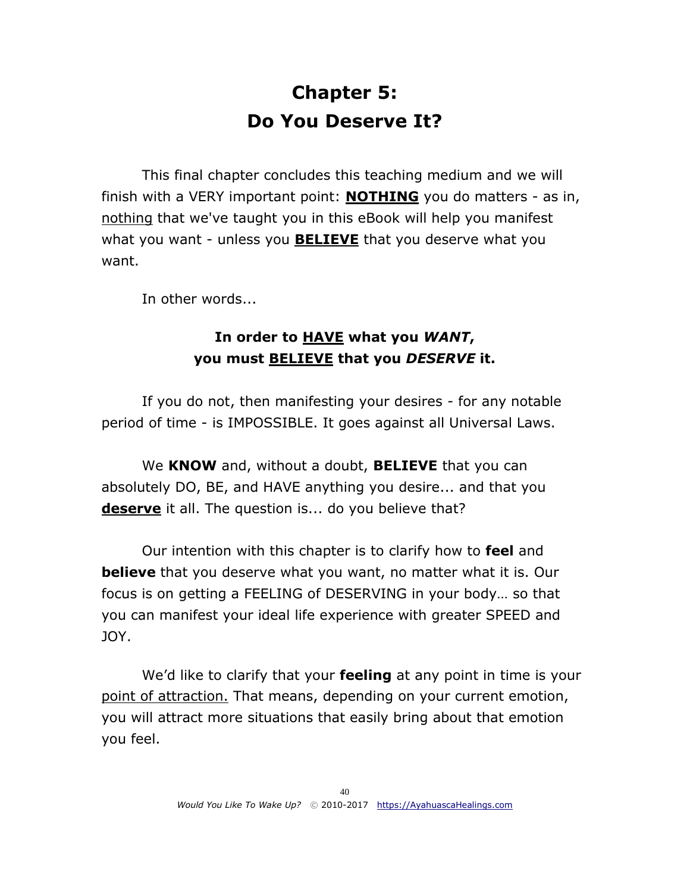# Chapter 5:
# Do You Deserve It?

This final chapter concludes this teaching medium and we will finish with a VERY important point: <u>**NOTHING**</u> you do matters - as in, <u>nothing</u> that we've taught you in this eBook will help you manifest what you want - unless you <u>**BELIEVE**</u> that you deserve what you want.

In other words...

**In order to <u>HAVE</u> what you *WANT*, you must <u>BELIEVE</u> that you *DESERVE* it.**

If you do not, then manifesting your desires - for any notable period of time - is IMPOSSIBLE. It goes against all Universal Laws.

We **KNOW** and, without a doubt, **BELIEVE** that you can absolutely DO, BE, and HAVE anything you desire... and that you <u>**deserve**</u> it all. The question is... do you believe that?

Our intention with this chapter is to clarify how to **feel** and **believe** that you deserve what you want, no matter what it is. Our focus is on getting a FEELING of DESERVING in your body… so that you can manifest your ideal life experience with greater SPEED and JOY.

We'd like to clarify that your **feeling** at any point in time is your <u>point of attraction.</u> That means, depending on your current emotion, you will attract more situations that easily bring about that emotion you feel.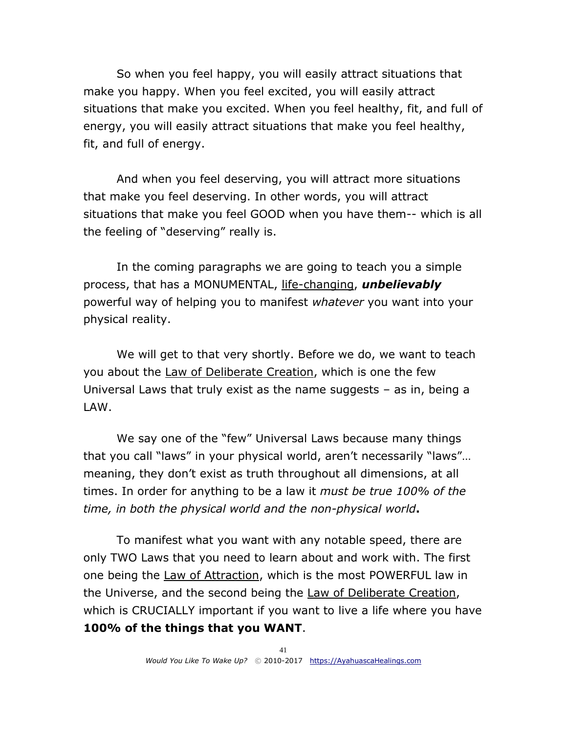So when you feel happy, you will easily attract situations that make you happy. When you feel excited, you will easily attract situations that make you excited. When you feel healthy, fit, and full of energy, you will easily attract situations that make you feel healthy, fit, and full of energy.

And when you feel deserving, you will attract more situations that make you feel deserving. In other words, you will attract situations that make you feel GOOD when you have them-- which is all the feeling of "deserving" really is.

In the coming paragraphs we are going to teach you a simple process, that has a MONUMENTAL, <u>life-changing</u>, ***unbelievably*** powerful way of helping you to manifest *whatever* you want into your physical reality.

We will get to that very shortly. Before we do, we want to teach you about the <u>Law of Deliberate Creation</u>, which is one the few Universal Laws that truly exist as the name suggests – as in, being a LAW.

We say one of the "few" Universal Laws because many things that you call "laws" in your physical world, aren't necessarily "laws"… meaning, they don't exist as truth throughout all dimensions, at all times. In order for anything to be a law it *must be true 100% of the time, in both the physical world and the non-physical world*.

To manifest what you want with any notable speed, there are only TWO Laws that you need to learn about and work with. The first one being the <u>Law of Attraction</u>, which is the most POWERFUL law in the Universe, and the second being the <u>Law of Deliberate Creation</u>, which is CRUCIALLY important if you want to live a life where you have **100% of the things that you WANT**.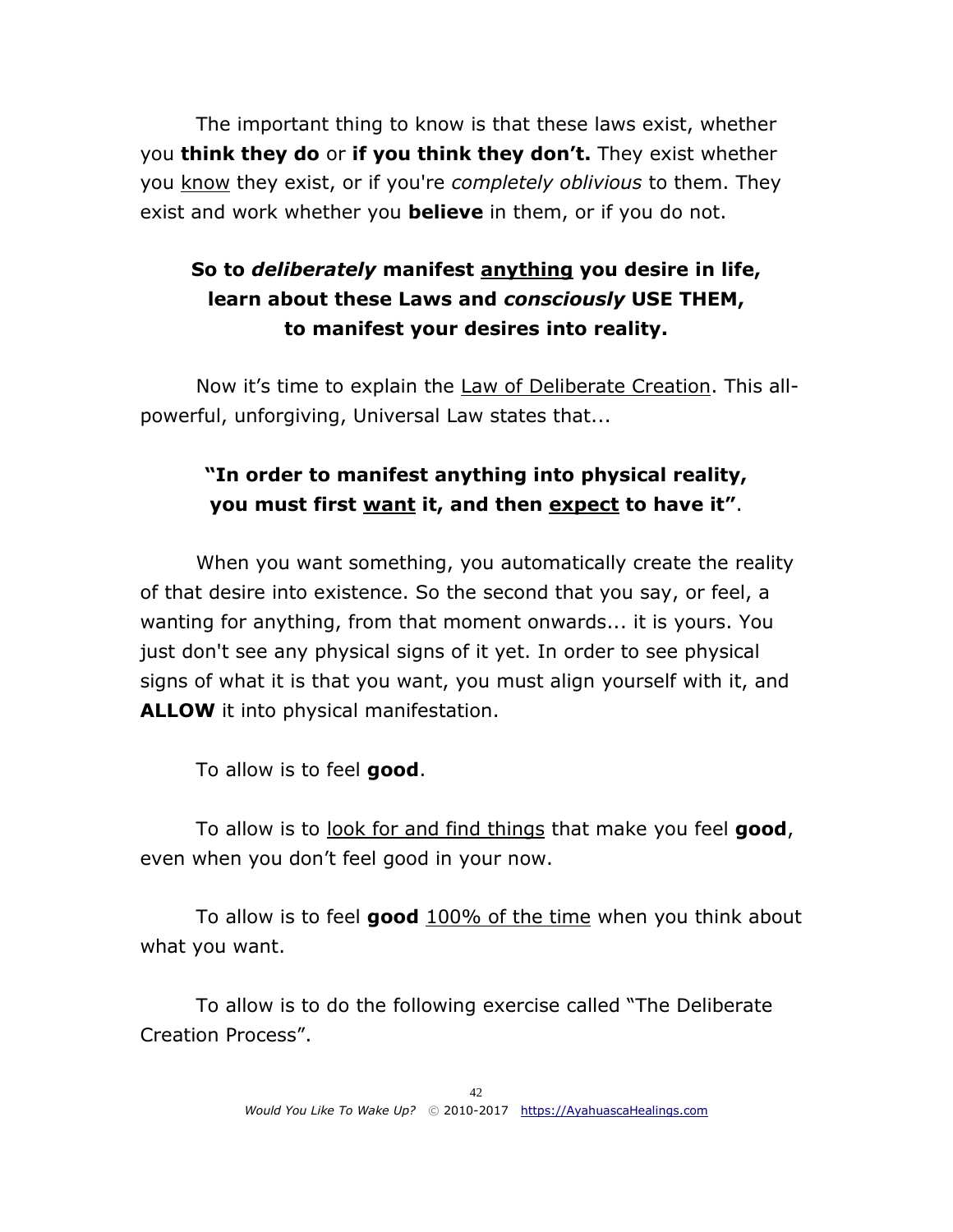The important thing to know is that these laws exist, whether you **think they do** or **if you think they don't.** They exist whether you <u>know</u> they exist, or if you're *completely oblivious* to them. They exist and work whether you **believe** in them, or if you do not.

**So to *deliberately* manifest <u>anything</u> you desire in life, learn about these Laws and *consciously* USE THEM, to manifest your desires into reality.**

Now it's time to explain the <u>Law of Deliberate Creation</u>. This all-powerful, unforgiving, Universal Law states that...

**"In order to manifest anything into physical reality, you must first <u>want</u> it, and then <u>expect</u> to have it"**.

When you want something, you automatically create the reality of that desire into existence. So the second that you say, or feel, a wanting for anything, from that moment onwards... it is yours. You just don't see any physical signs of it yet. In order to see physical signs of what it is that you want, you must align yourself with it, and **ALLOW** it into physical manifestation.

To allow is to feel **good**.

To allow is to <u>look for and find things</u> that make you feel **good**, even when you don't feel good in your now.

To allow is to feel **good** <u>100% of the time</u> when you think about what you want.

To allow is to do the following exercise called "The Deliberate Creation Process".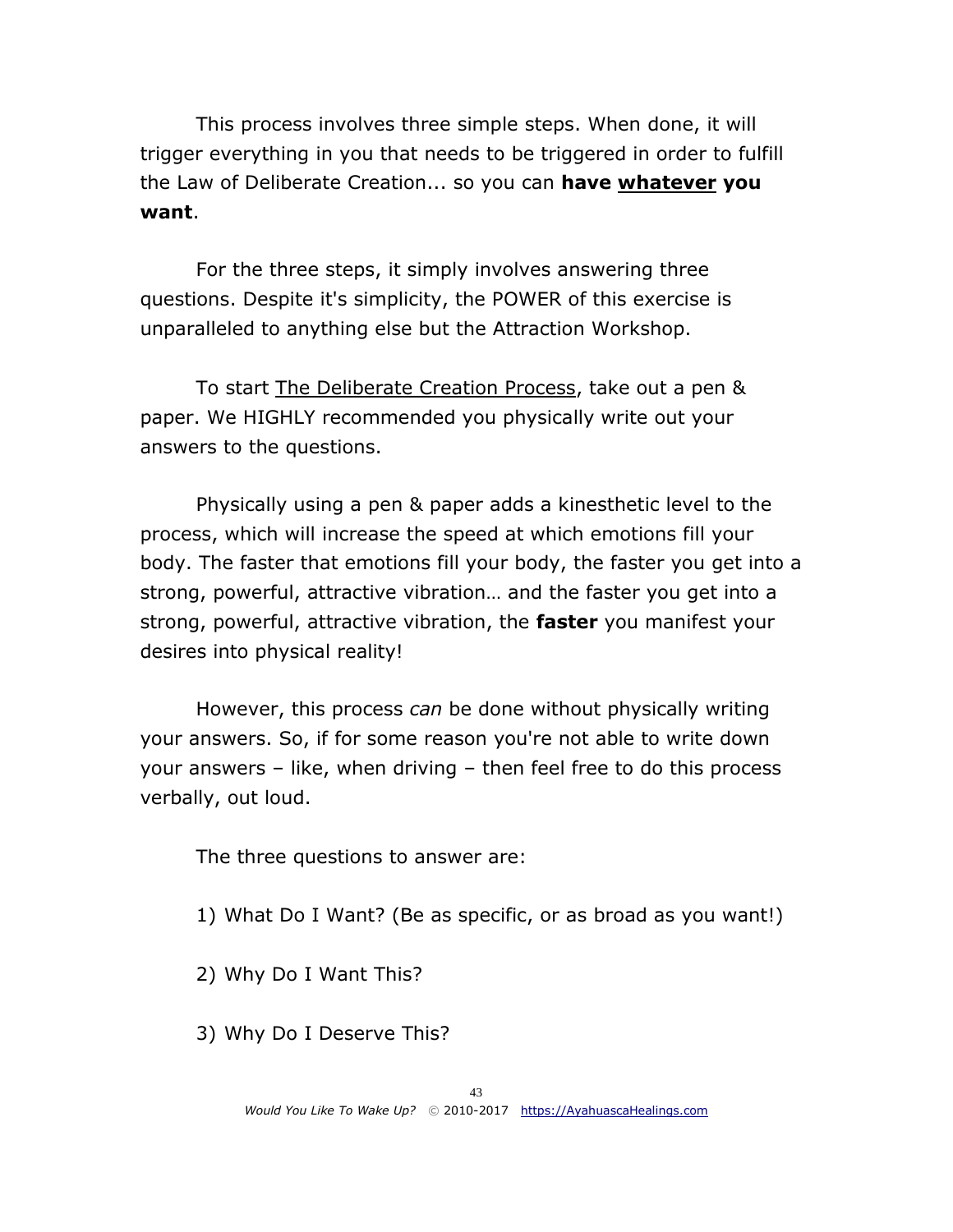This process involves three simple steps. When done, it will trigger everything in you that needs to be triggered in order to fulfill the Law of Deliberate Creation... so you can **have <u>whatever</u> you want**.

For the three steps, it simply involves answering three questions. Despite it's simplicity, the POWER of this exercise is unparalleled to anything else but the Attraction Workshop.

To start <u>The Deliberate Creation Process</u>, take out a pen & paper. We HIGHLY recommended you physically write out your answers to the questions.

Physically using a pen & paper adds a kinesthetic level to the process, which will increase the speed at which emotions fill your body. The faster that emotions fill your body, the faster you get into a strong, powerful, attractive vibration… and the faster you get into a strong, powerful, attractive vibration, the **faster** you manifest your desires into physical reality!

However, this process *can* be done without physically writing your answers. So, if for some reason you're not able to write down your answers – like, when driving – then feel free to do this process verbally, out loud.

The three questions to answer are:

1) What Do I Want? (Be as specific, or as broad as you want!)

2) Why Do I Want This?

3) Why Do I Deserve This?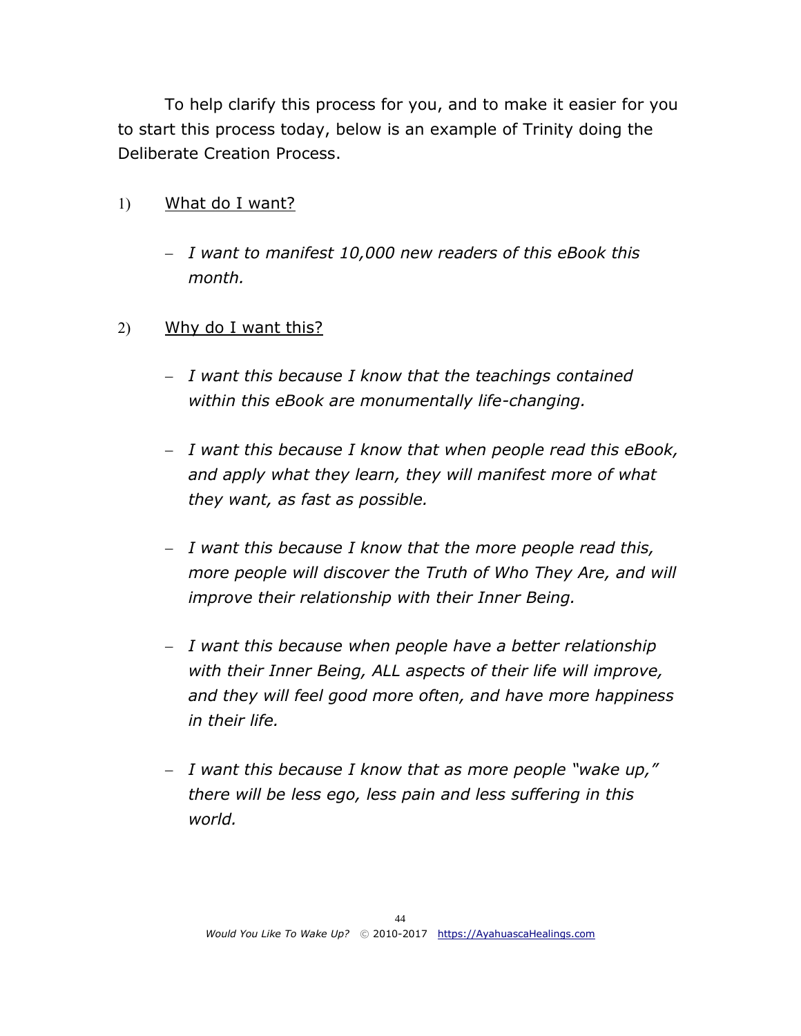To help clarify this process for you, and to make it easier for you to start this process today, below is an example of Trinity doing the Deliberate Creation Process.

1) <u>What do I want?</u>

   – *I want to manifest 10,000 new readers of this eBook this month.*

2) <u>Why do I want this?</u>

   – *I want this because I know that the teachings contained within this eBook are monumentally life-changing.*

   – *I want this because I know that when people read this eBook, and apply what they learn, they will manifest more of what they want, as fast as possible.*

   – *I want this because I know that the more people read this, more people will discover the Truth of Who They Are, and will improve their relationship with their Inner Being.*

   – *I want this because when people have a better relationship with their Inner Being, ALL aspects of their life will improve, and they will feel good more often, and have more happiness in their life.*

   – *I want this because I know that as more people "wake up," there will be less ego, less pain and less suffering in this world.*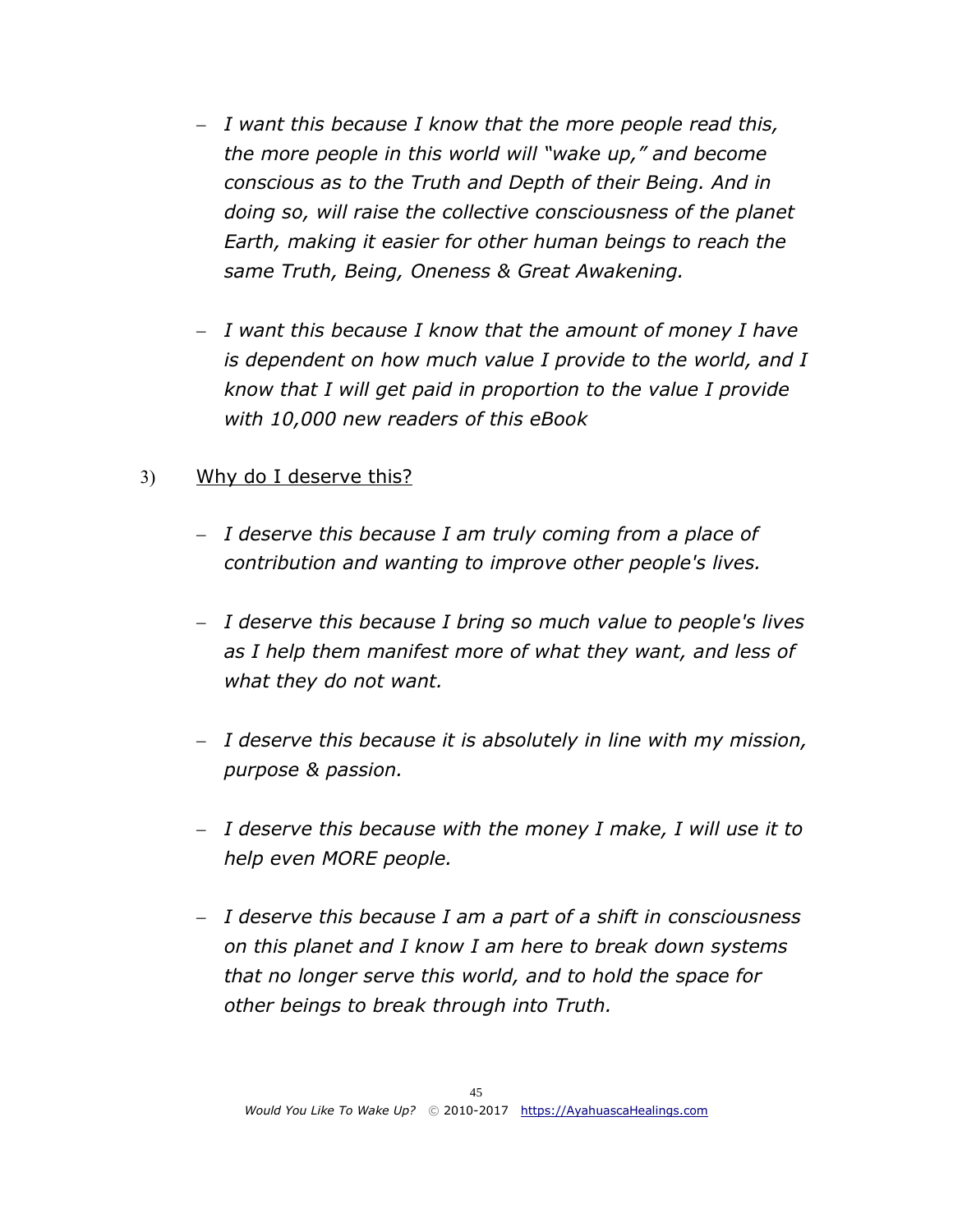- *I want this because I know that the more people read this, the more people in this world will "wake up," and become conscious as to the Truth and Depth of their Being. And in doing so, will raise the collective consciousness of the planet Earth, making it easier for other human beings to reach the same Truth, Being, Oneness & Great Awakening.*

- *I want this because I know that the amount of money I have is dependent on how much value I provide to the world, and I know that I will get paid in proportion to the value I provide with 10,000 new readers of this eBook*

3) <u>Why do I deserve this?</u>

- *I deserve this because I am truly coming from a place of contribution and wanting to improve other people's lives.*

- *I deserve this because I bring so much value to people's lives as I help them manifest more of what they want, and less of what they do not want.*

- *I deserve this because it is absolutely in line with my mission, purpose & passion.*

- *I deserve this because with the money I make, I will use it to help even MORE people.*

- *I deserve this because I am a part of a shift in consciousness on this planet and I know I am here to break down systems that no longer serve this world, and to hold the space for other beings to break through into Truth.*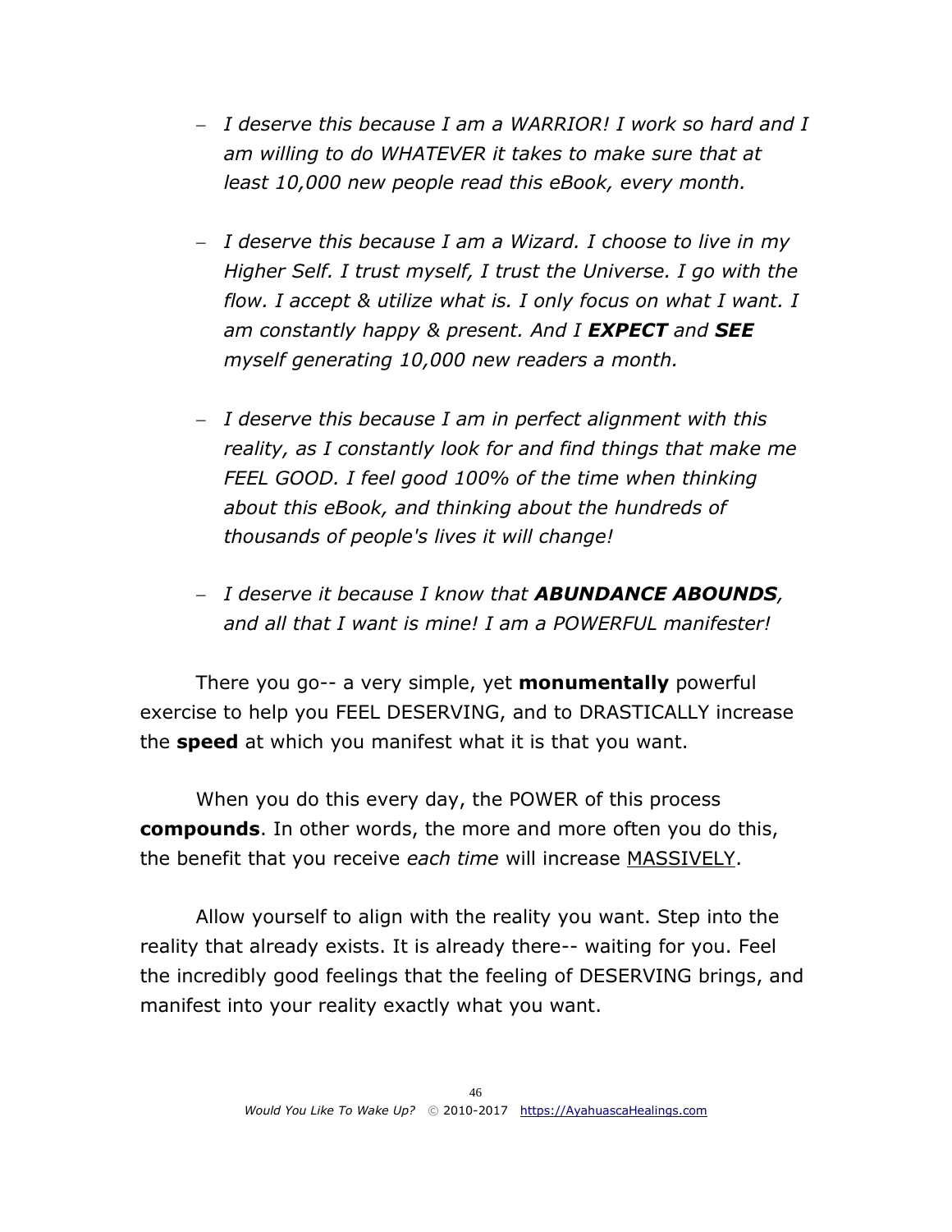- *I deserve this because I am a WARRIOR! I work so hard and I am willing to do WHATEVER it takes to make sure that at least 10,000 new people read this eBook, every month.*

- *I deserve this because I am a Wizard. I choose to live in my Higher Self. I trust myself, I trust the Universe. I go with the flow. I accept & utilize what is. I only focus on what I want. I am constantly happy & present. And I **EXPECT** and **SEE** myself generating 10,000 new readers a month.*

- *I deserve this because I am in perfect alignment with this reality, as I constantly look for and find things that make me FEEL GOOD. I feel good 100% of the time when thinking about this eBook, and thinking about the hundreds of thousands of people's lives it will change!*

- *I deserve it because I know that **ABUNDANCE ABOUNDS**, and all that I want is mine! I am a POWERFUL manifester!*

There you go-- a very simple, yet **monumentally** powerful exercise to help you FEEL DESERVING, and to DRASTICALLY increase the **speed** at which you manifest what it is that you want.

When you do this every day, the POWER of this process **compounds**. In other words, the more and more often you do this, the benefit that you receive *each time* will increase <u>MASSIVELY</u>.

Allow yourself to align with the reality you want. Step into the reality that already exists. It is already there-- waiting for you. Feel the incredibly good feelings that the feeling of DESERVING brings, and manifest into your reality exactly what you want.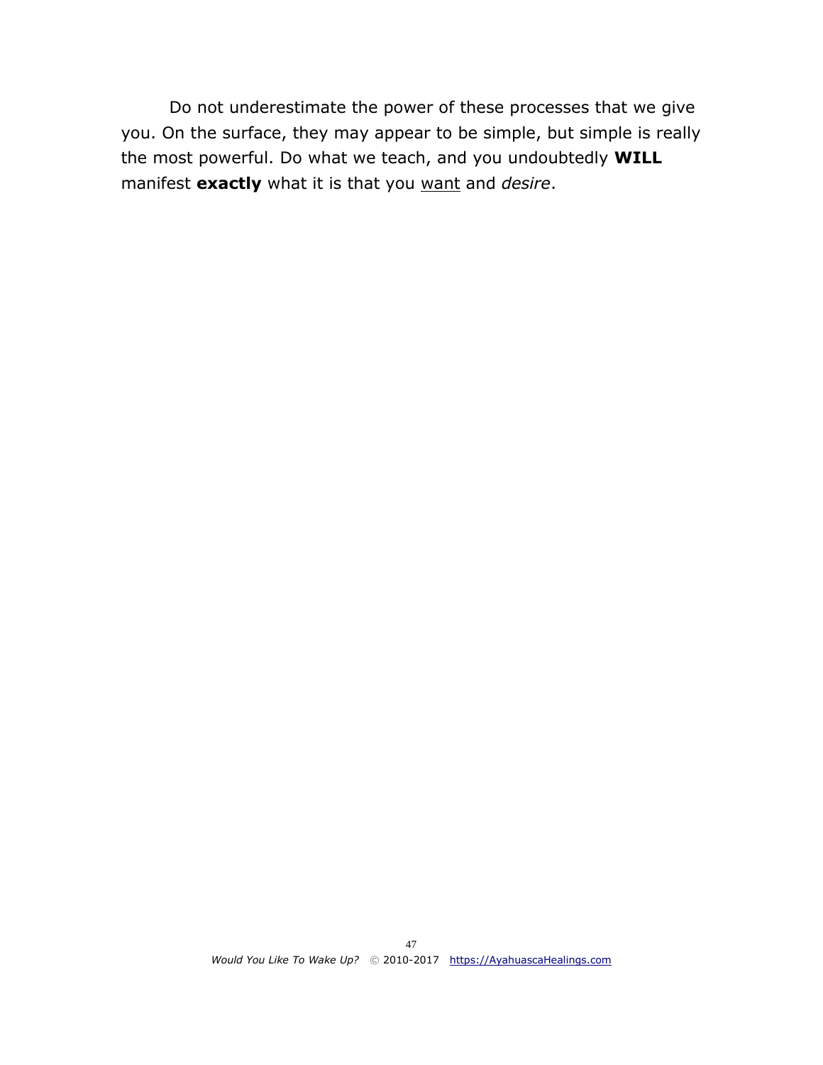Do not underestimate the power of these processes that we give you. On the surface, they may appear to be simple, but simple is really the most powerful. Do what we teach, and you undoubtedly **WILL** manifest **exactly** what it is that you <u>want</u> and *desire*.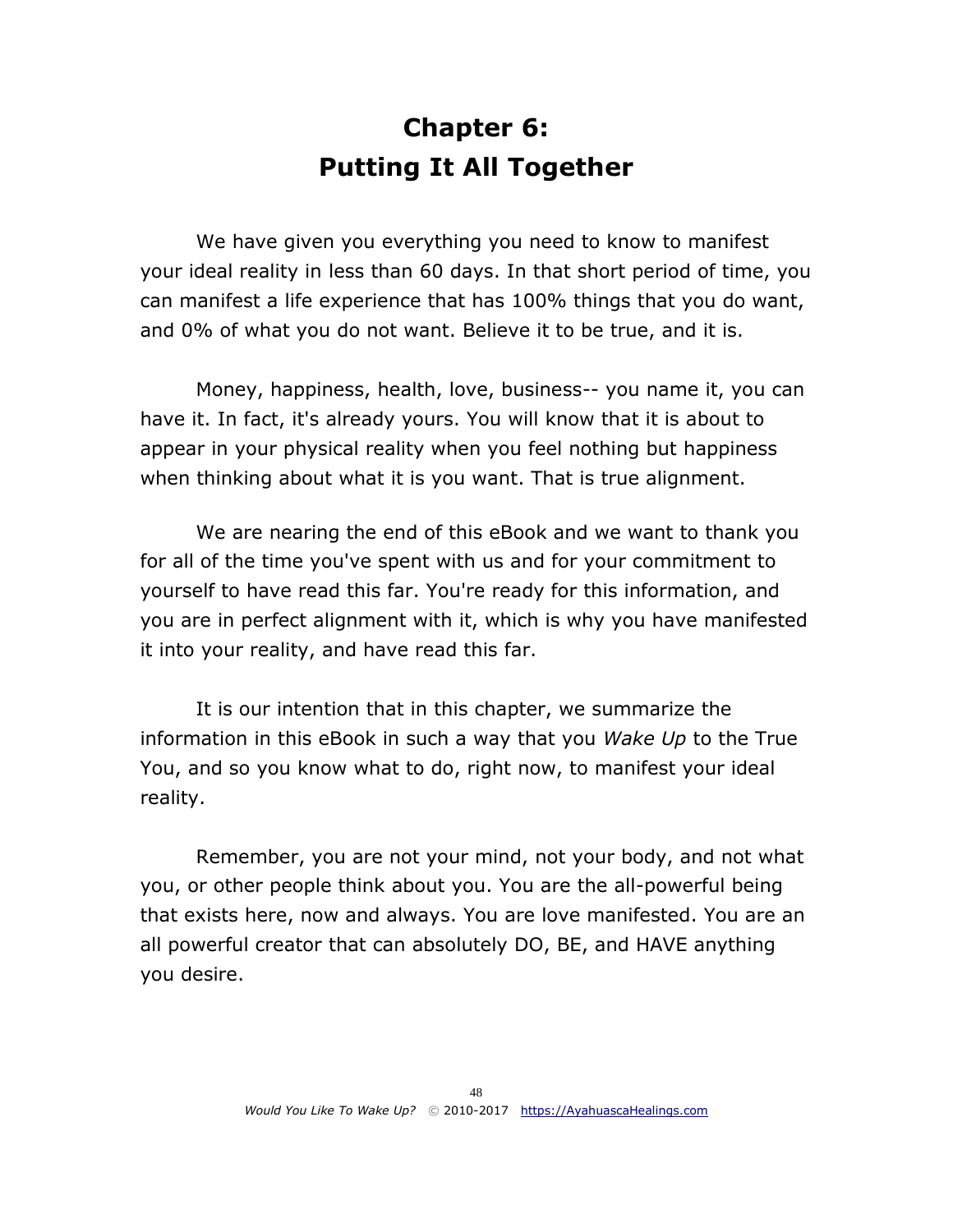# Chapter 6: Putting It All Together

We have given you everything you need to know to manifest your ideal reality in less than 60 days. In that short period of time, you can manifest a life experience that has 100% things that you do want, and 0% of what you do not want. Believe it to be true, and it is.

Money, happiness, health, love, business-- you name it, you can have it. In fact, it's already yours. You will know that it is about to appear in your physical reality when you feel nothing but happiness when thinking about what it is you want. That is true alignment.

We are nearing the end of this eBook and we want to thank you for all of the time you've spent with us and for your commitment to yourself to have read this far. You're ready for this information, and you are in perfect alignment with it, which is why you have manifested it into your reality, and have read this far.

It is our intention that in this chapter, we summarize the information in this eBook in such a way that you *Wake Up* to the True You, and so you know what to do, right now, to manifest your ideal reality.

Remember, you are not your mind, not your body, and not what you, or other people think about you. You are the all-powerful being that exists here, now and always. You are love manifested. You are an all powerful creator that can absolutely DO, BE, and HAVE anything you desire.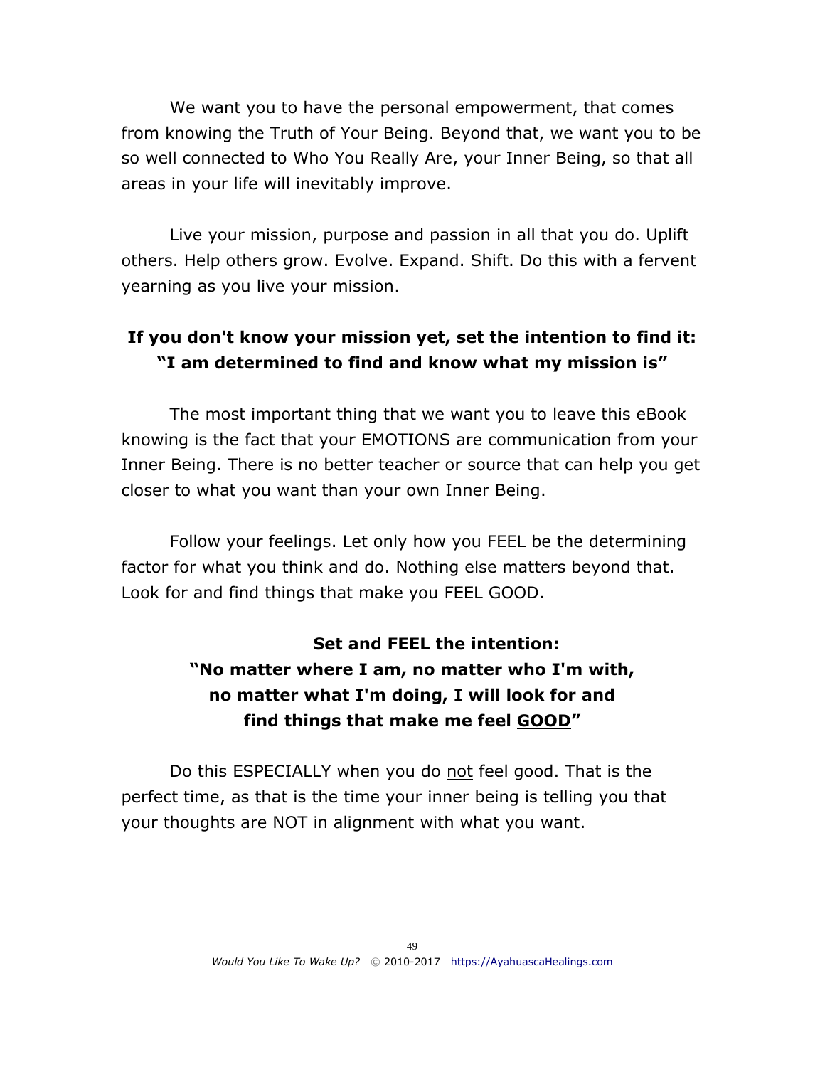We want you to have the personal empowerment, that comes from knowing the Truth of Your Being. Beyond that, we want you to be so well connected to Who You Really Are, your Inner Being, so that all areas in your life will inevitably improve.

Live your mission, purpose and passion in all that you do. Uplift others. Help others grow. Evolve. Expand. Shift. Do this with a fervent yearning as you live your mission.

**If you don't know your mission yet, set the intention to find it: "I am determined to find and know what my mission is"**

The most important thing that we want you to leave this eBook knowing is the fact that your EMOTIONS are communication from your Inner Being. There is no better teacher or source that can help you get closer to what you want than your own Inner Being.

Follow your feelings. Let only how you FEEL be the determining factor for what you think and do. Nothing else matters beyond that. Look for and find things that make you FEEL GOOD.

**Set and FEEL the intention:**
**"No matter where I am, no matter who I'm with, no matter what I'm doing, I will look for and find things that make me feel <u>GOOD</u>"**

Do this ESPECIALLY when you do <u>not</u> feel good. That is the perfect time, as that is the time your inner being is telling you that your thoughts are NOT in alignment with what you want.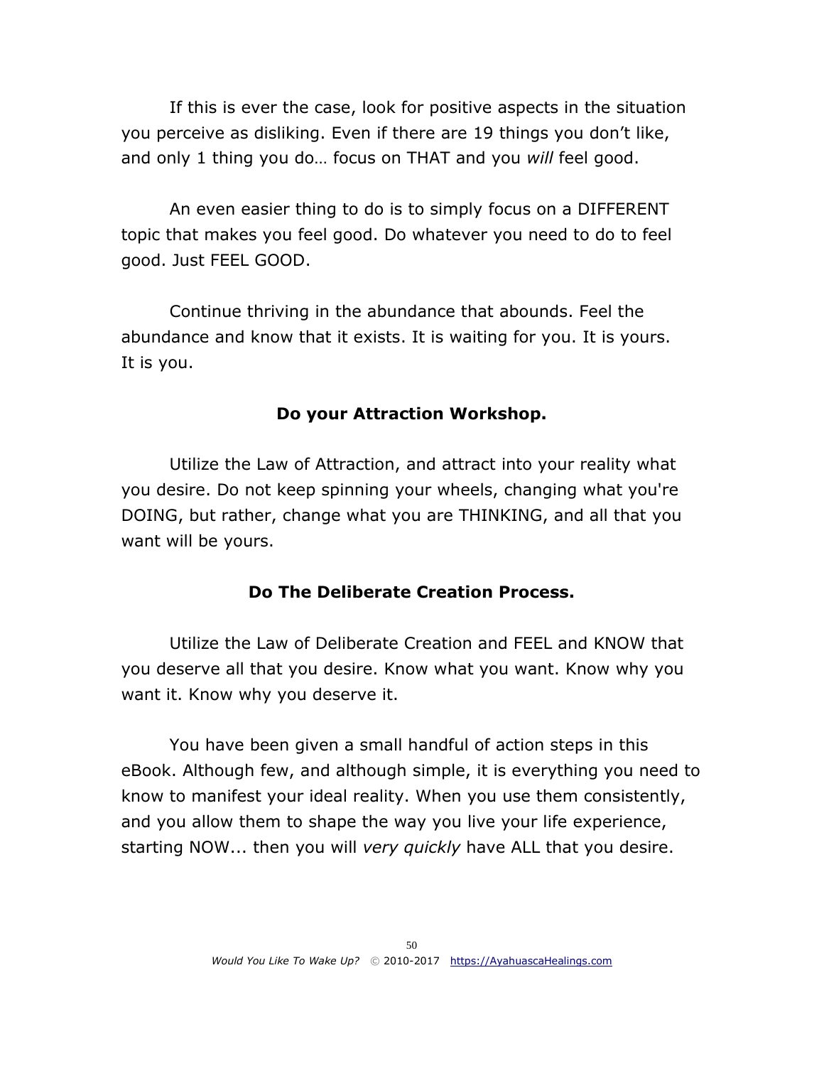If this is ever the case, look for positive aspects in the situation you perceive as disliking. Even if there are 19 things you don't like, and only 1 thing you do… focus on THAT and you *will* feel good.

An even easier thing to do is to simply focus on a DIFFERENT topic that makes you feel good. Do whatever you need to do to feel good. Just FEEL GOOD.

Continue thriving in the abundance that abounds. Feel the abundance and know that it exists. It is waiting for you. It is yours. It is you.

**Do your Attraction Workshop.**

Utilize the Law of Attraction, and attract into your reality what you desire. Do not keep spinning your wheels, changing what you're DOING, but rather, change what you are THINKING, and all that you want will be yours.

**Do The Deliberate Creation Process.**

Utilize the Law of Deliberate Creation and FEEL and KNOW that you deserve all that you desire. Know what you want. Know why you want it. Know why you deserve it.

You have been given a small handful of action steps in this eBook. Although few, and although simple, it is everything you need to know to manifest your ideal reality. When you use them consistently, and you allow them to shape the way you live your life experience, starting NOW... then you will *very quickly* have ALL that you desire.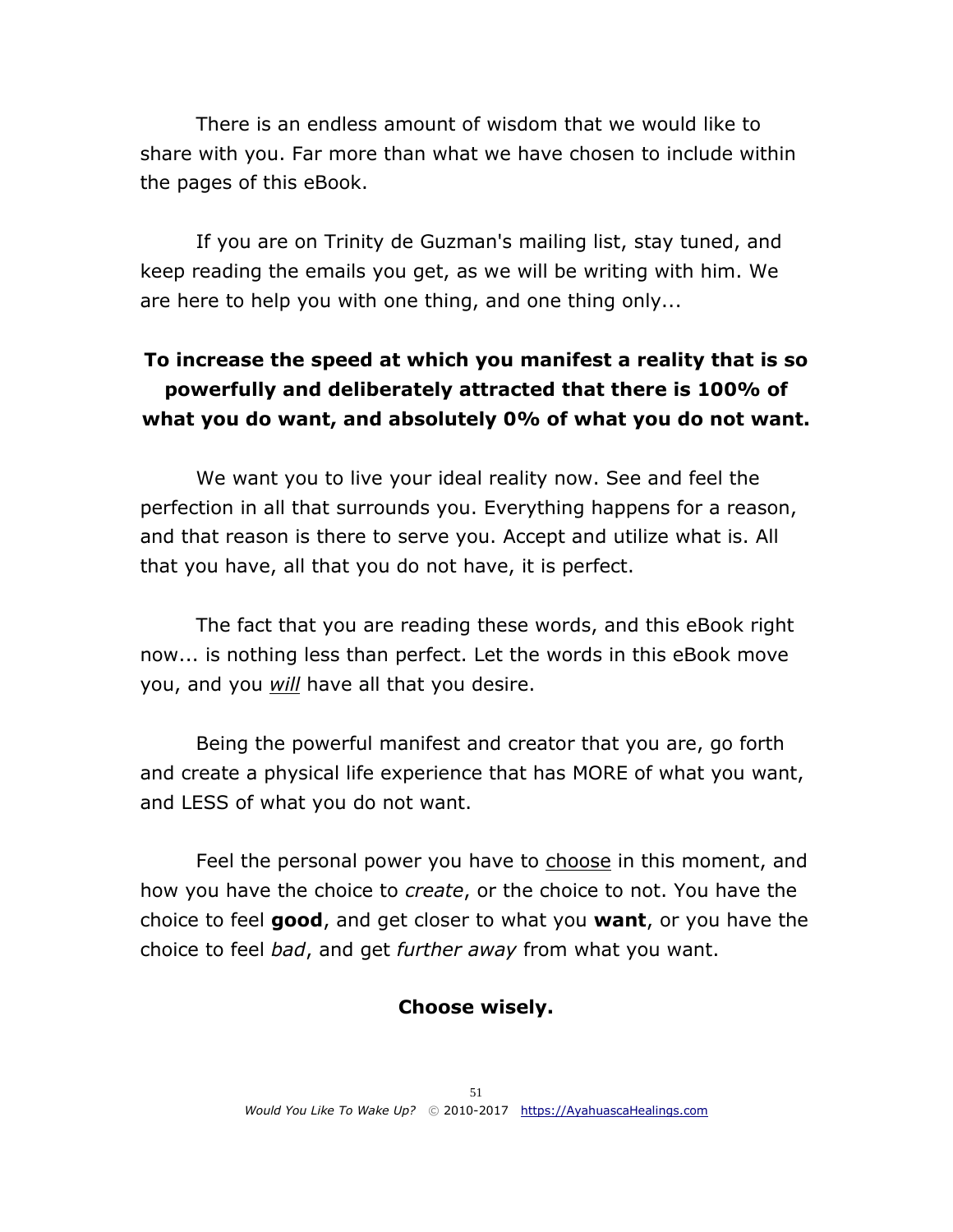There is an endless amount of wisdom that we would like to share with you. Far more than what we have chosen to include within the pages of this eBook.

If you are on Trinity de Guzman's mailing list, stay tuned, and keep reading the emails you get, as we will be writing with him. We are here to help you with one thing, and one thing only...

**To increase the speed at which you manifest a reality that is so powerfully and deliberately attracted that there is 100% of what you do want, and absolutely 0% of what you do not want.**

We want you to live your ideal reality now. See and feel the perfection in all that surrounds you. Everything happens for a reason, and that reason is there to serve you. Accept and utilize what is. All that you have, all that you do not have, it is perfect.

The fact that you are reading these words, and this eBook right now... is nothing less than perfect. Let the words in this eBook move you, and you *will* have all that you desire.

Being the powerful manifest and creator that you are, go forth and create a physical life experience that has MORE of what you want, and LESS of what you do not want.

Feel the personal power you have to choose in this moment, and how you have the choice to *create*, or the choice to not. You have the choice to feel **good**, and get closer to what you **want**, or you have the choice to feel *bad*, and get *further away* from what you want.

**Choose wisely.**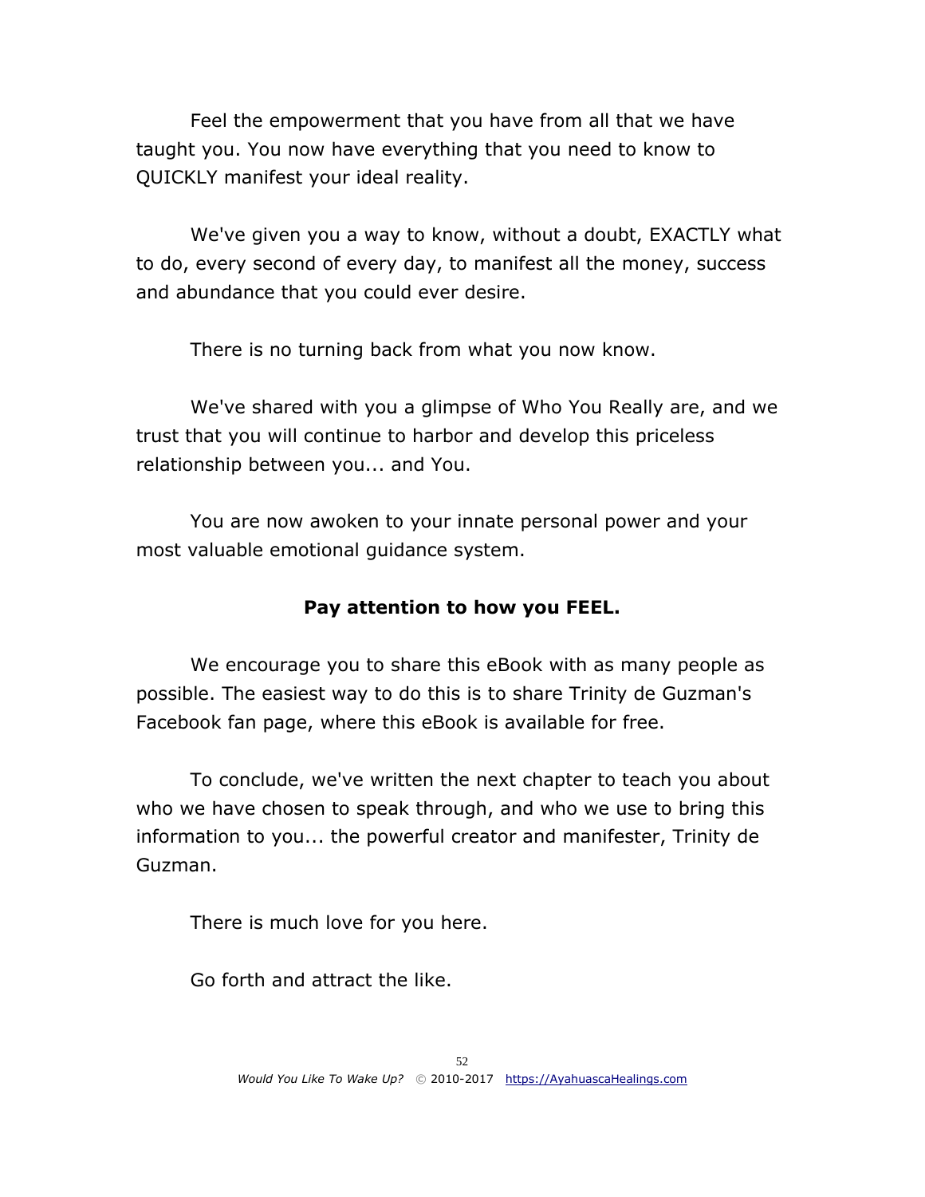Feel the empowerment that you have from all that we have taught you. You now have everything that you need to know to QUICKLY manifest your ideal reality.

We've given you a way to know, without a doubt, EXACTLY what to do, every second of every day, to manifest all the money, success and abundance that you could ever desire.

There is no turning back from what you now know.

We've shared with you a glimpse of Who You Really are, and we trust that you will continue to harbor and develop this priceless relationship between you... and You.

You are now awoken to your innate personal power and your most valuable emotional guidance system.

**Pay attention to how you FEEL.**

We encourage you to share this eBook with as many people as possible. The easiest way to do this is to share Trinity de Guzman's Facebook fan page, where this eBook is available for free.

To conclude, we've written the next chapter to teach you about who we have chosen to speak through, and who we use to bring this information to you... the powerful creator and manifester, Trinity de Guzman.

There is much love for you here.

Go forth and attract the like.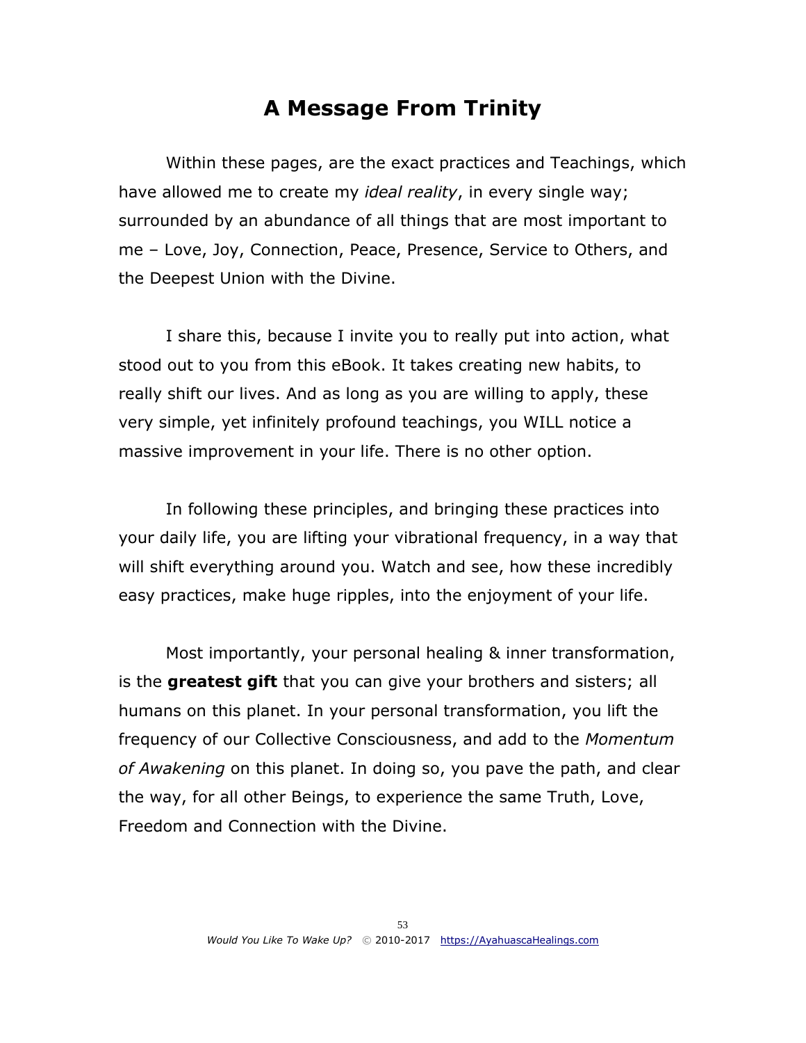# A Message From Trinity

Within these pages, are the exact practices and Teachings, which have allowed me to create my *ideal reality*, in every single way; surrounded by an abundance of all things that are most important to me – Love, Joy, Connection, Peace, Presence, Service to Others, and the Deepest Union with the Divine.

I share this, because I invite you to really put into action, what stood out to you from this eBook. It takes creating new habits, to really shift our lives. And as long as you are willing to apply, these very simple, yet infinitely profound teachings, you WILL notice a massive improvement in your life. There is no other option.

In following these principles, and bringing these practices into your daily life, you are lifting your vibrational frequency, in a way that will shift everything around you. Watch and see, how these incredibly easy practices, make huge ripples, into the enjoyment of your life.

Most importantly, your personal healing & inner transformation, is the **greatest gift** that you can give your brothers and sisters; all humans on this planet. In your personal transformation, you lift the frequency of our Collective Consciousness, and add to the *Momentum of Awakening* on this planet. In doing so, you pave the path, and clear the way, for all other Beings, to experience the same Truth, Love, Freedom and Connection with the Divine.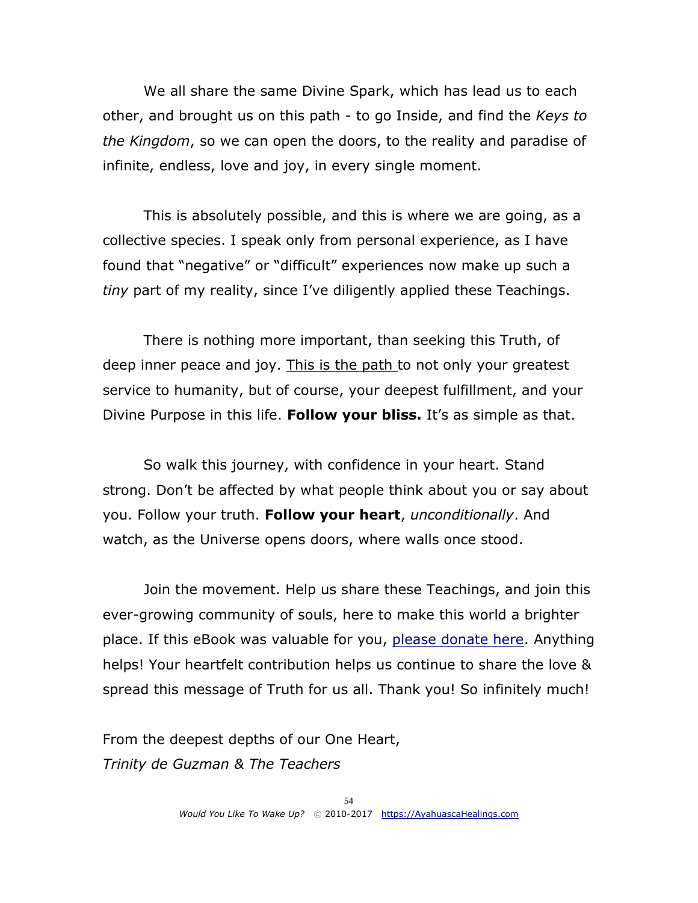We all share the same Divine Spark, which has lead us to each other, and brought us on this path - to go Inside, and find the *Keys to the Kingdom*, so we can open the doors, to the reality and paradise of infinite, endless, love and joy, in every single moment.

This is absolutely possible, and this is where we are going, as a collective species. I speak only from personal experience, as I have found that "negative" or "difficult" experiences now make up such a *tiny* part of my reality, since I've diligently applied these Teachings.

There is nothing more important, than seeking this Truth, of deep inner peace and joy. This is the path to not only your greatest service to humanity, but of course, your deepest fulfillment, and your Divine Purpose in this life. **Follow your bliss.** It's as simple as that.

So walk this journey, with confidence in your heart. Stand strong. Don't be affected by what people think about you or say about you. Follow your truth. **Follow your heart**, *unconditionally*. And watch, as the Universe opens doors, where walls once stood.

Join the movement. Help us share these Teachings, and join this ever-growing community of souls, here to make this world a brighter place. If this eBook was valuable for you, please donate here. Anything helps! Your heartfelt contribution helps us continue to share the love & spread this message of Truth for us all. Thank you! So infinitely much!

From the deepest depths of our One Heart,
*Trinity de Guzman & The Teachers*